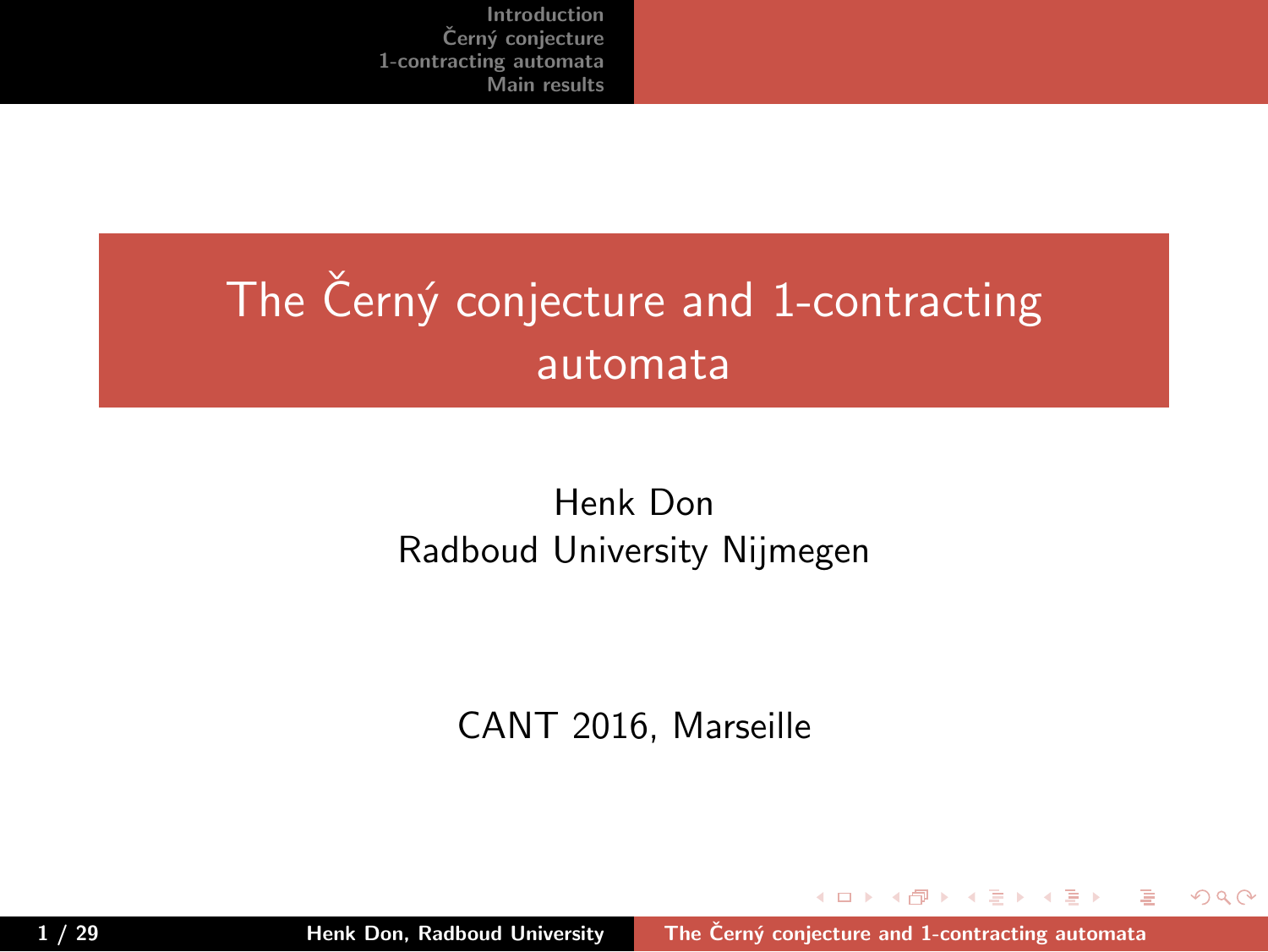# The Černý conjecture and 1-contracting automata

Henk Don
Radboud University Nijmegen

CANT 2016, Marseille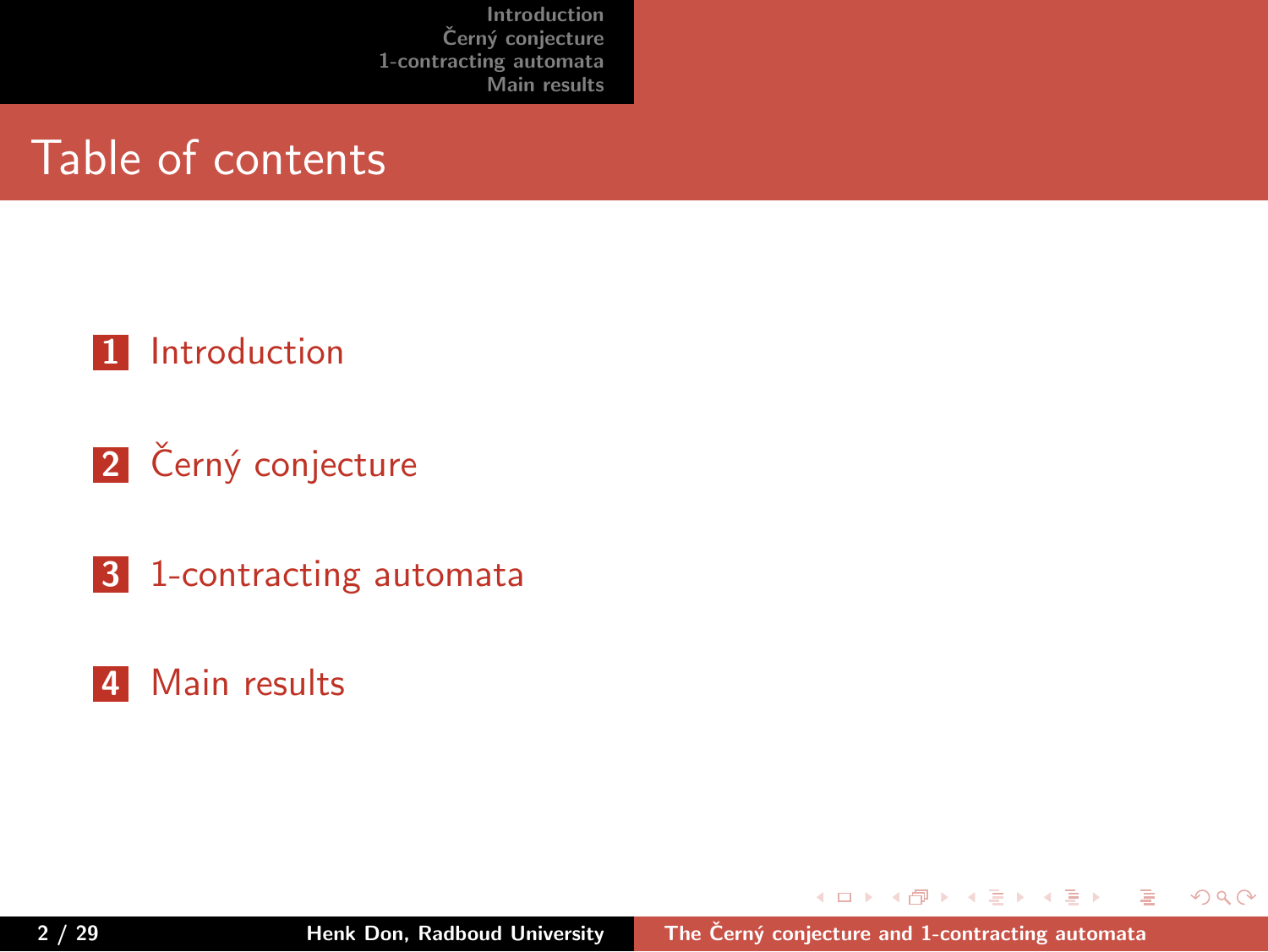# Table of contents

1. Introduction
2. Černý conjecture
3. 1-contracting automata
4. Main results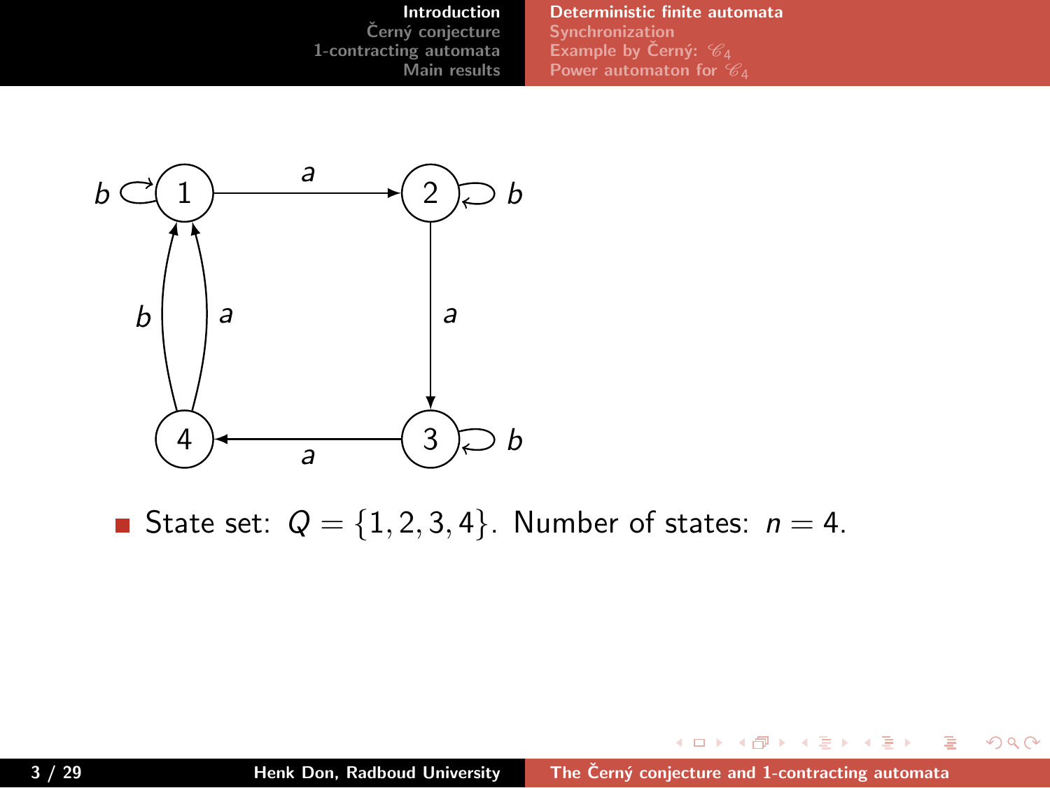- State set: $Q = \{1, 2, 3, 4\}$. Number of states: $n = 4$.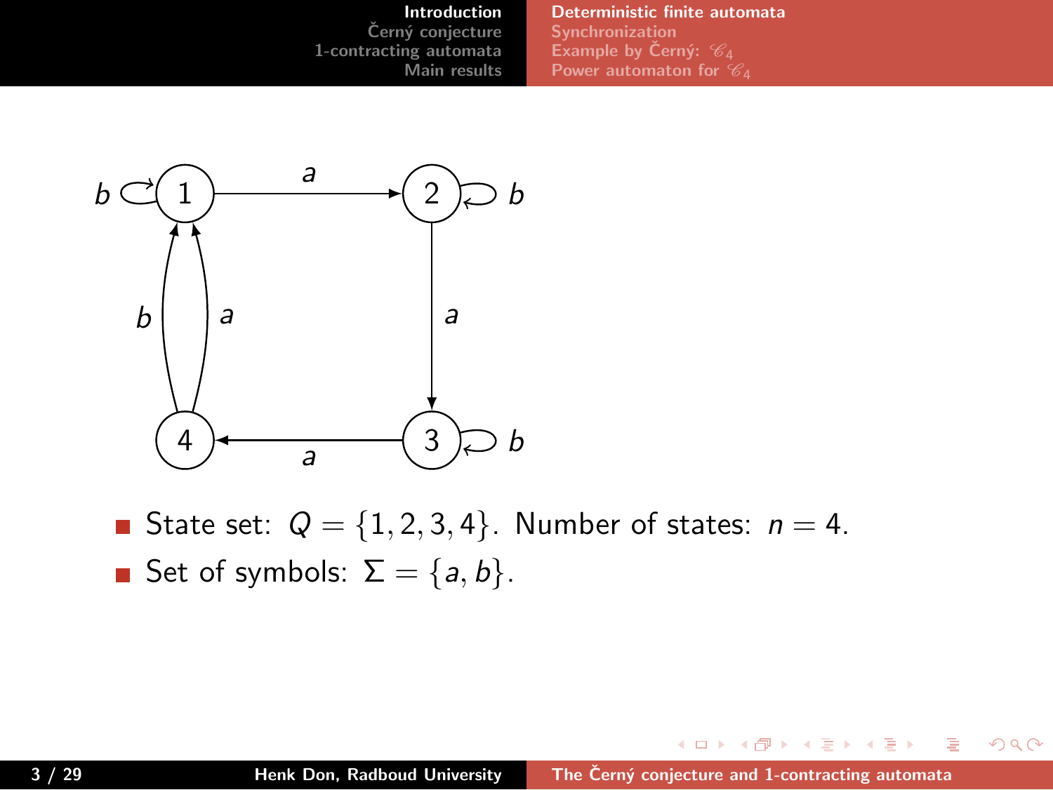- State set: $Q = \{1, 2, 3, 4\}$. Number of states: $n = 4$.
- Set of symbols: $\Sigma = \{a, b\}$.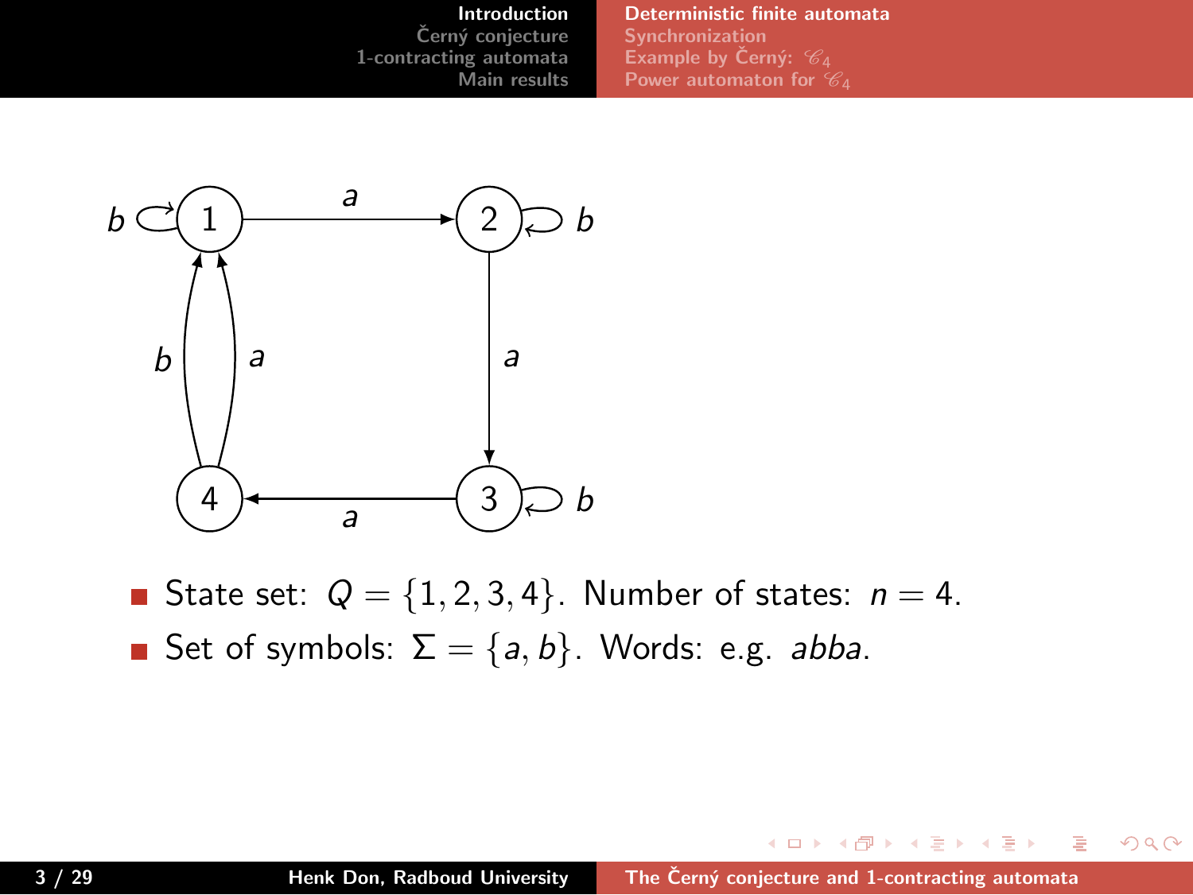- State set: $Q = \{1, 2, 3, 4\}$. Number of states: $n = 4$.
- Set of symbols: $\Sigma = \{a, b\}$. Words: e.g. *abba*.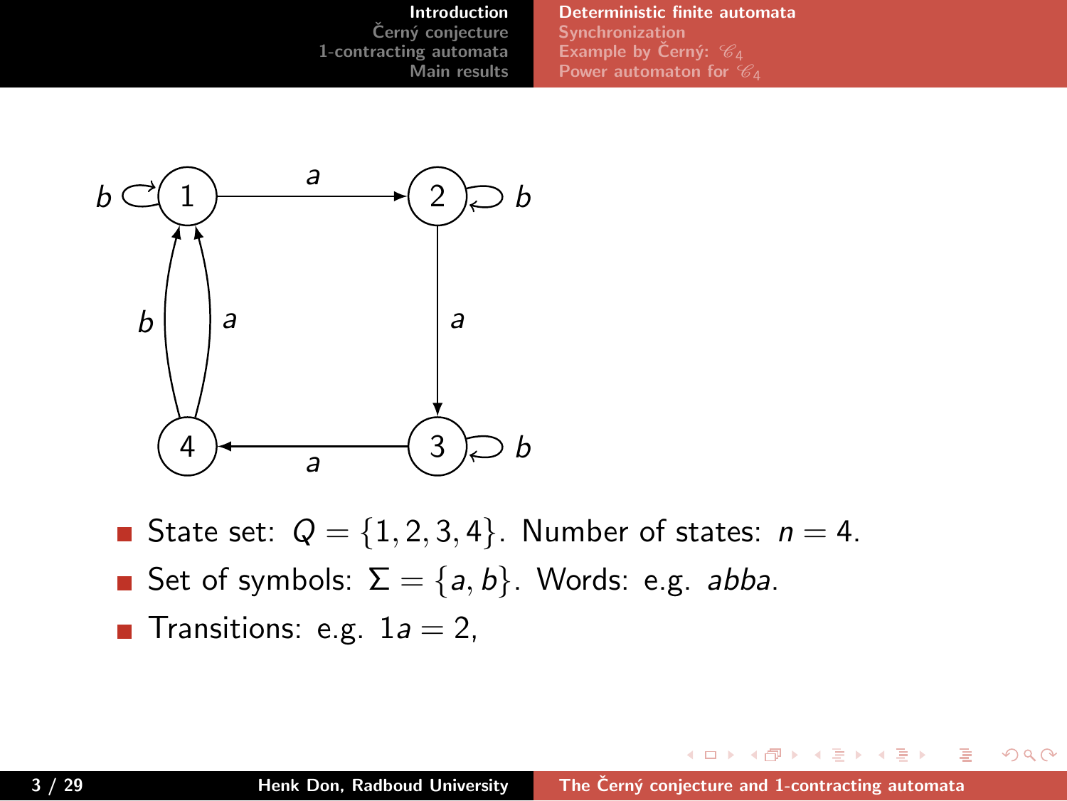- State set: $Q = \{1, 2, 3, 4\}$. Number of states: $n = 4$.
- Set of symbols: $\Sigma = \{a, b\}$. Words: e.g. *abba*.
- Transitions: e.g. $1a = 2$,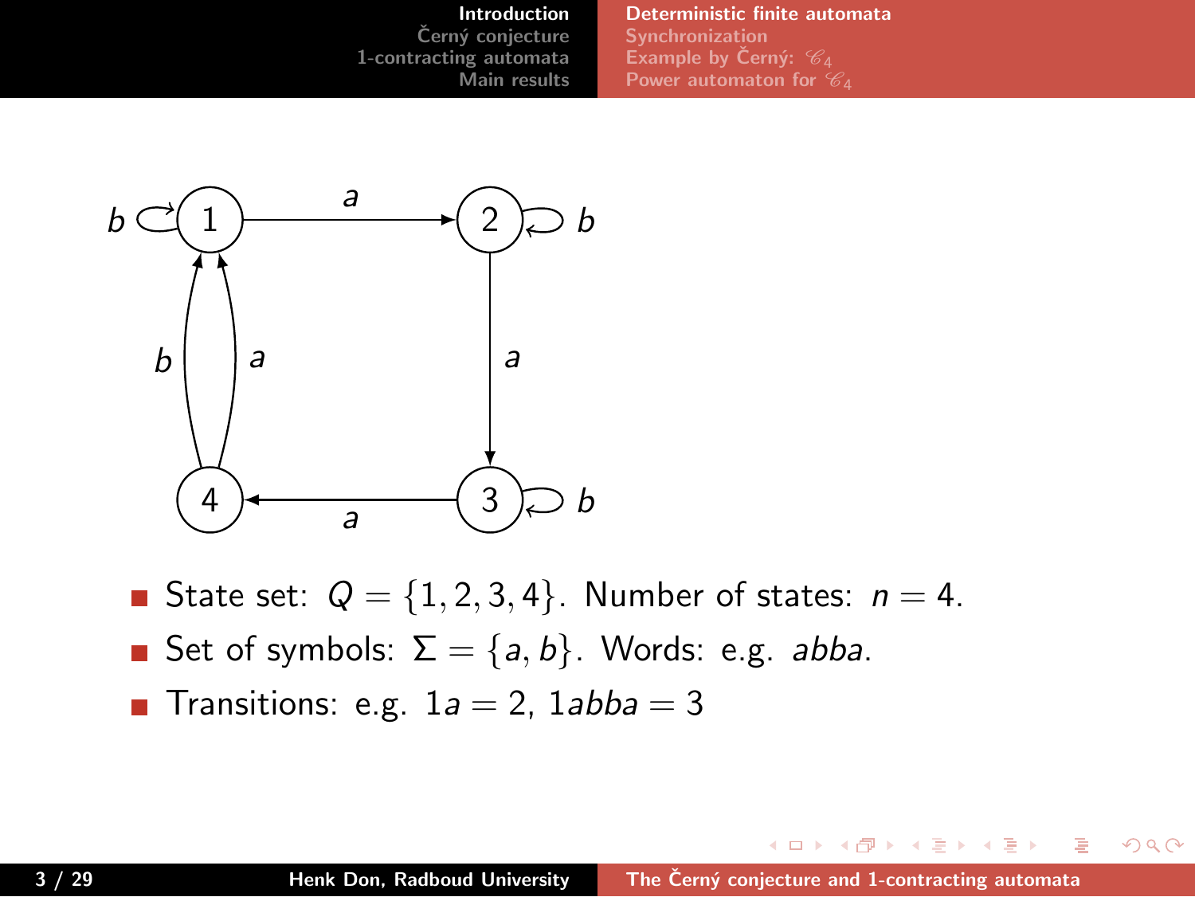- State set: $Q = \{1, 2, 3, 4\}$. Number of states: $n = 4$.
- Set of symbols: $\Sigma = \{a, b\}$. Words: e.g. *abba*.
- Transitions: e.g. $1a = 2$, $1abba = 3$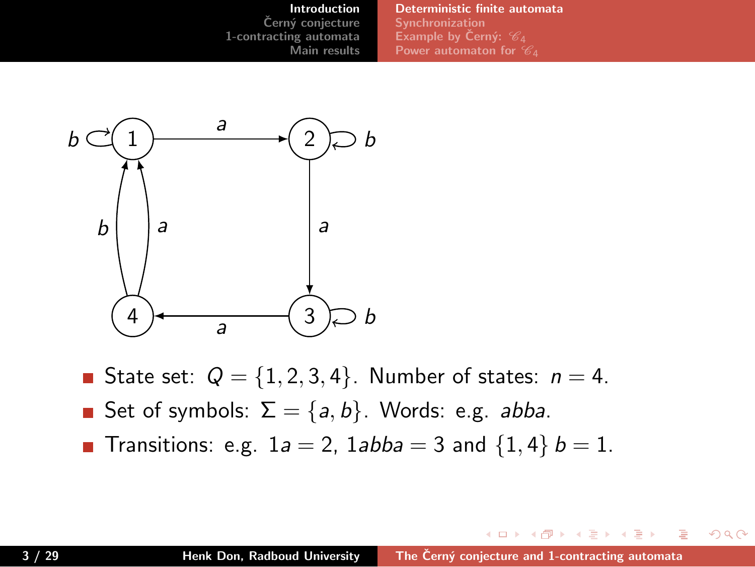- State set: $Q = \{1, 2, 3, 4\}$. Number of states: $n = 4$.
- Set of symbols: $\Sigma = \{a, b\}$. Words: e.g. *abba*.
- Transitions: e.g. $1a = 2$, $1abba = 3$ and $\{1, 4\}\, b = 1$.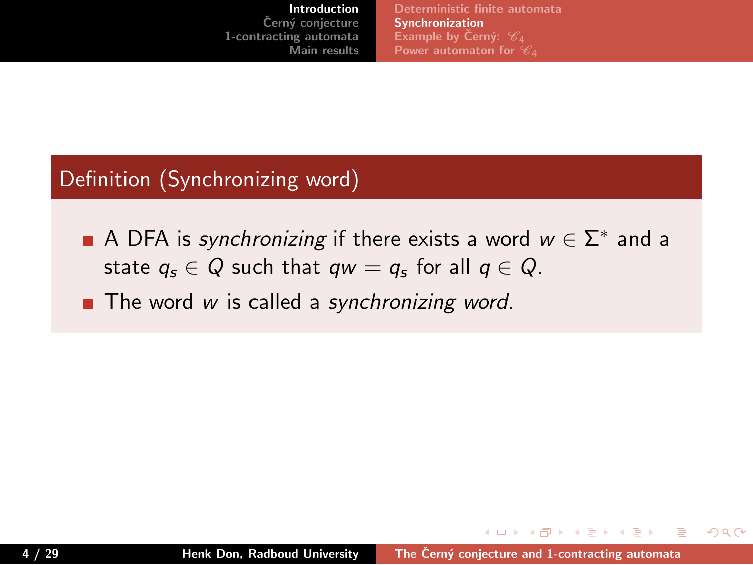## Definition (Synchronizing word)

- A DFA is *synchronizing* if there exists a word $w \in \Sigma^*$ and a state $q_s \in Q$ such that $qw = q_s$ for all $q \in Q$.
- The word $w$ is called a *synchronizing word*.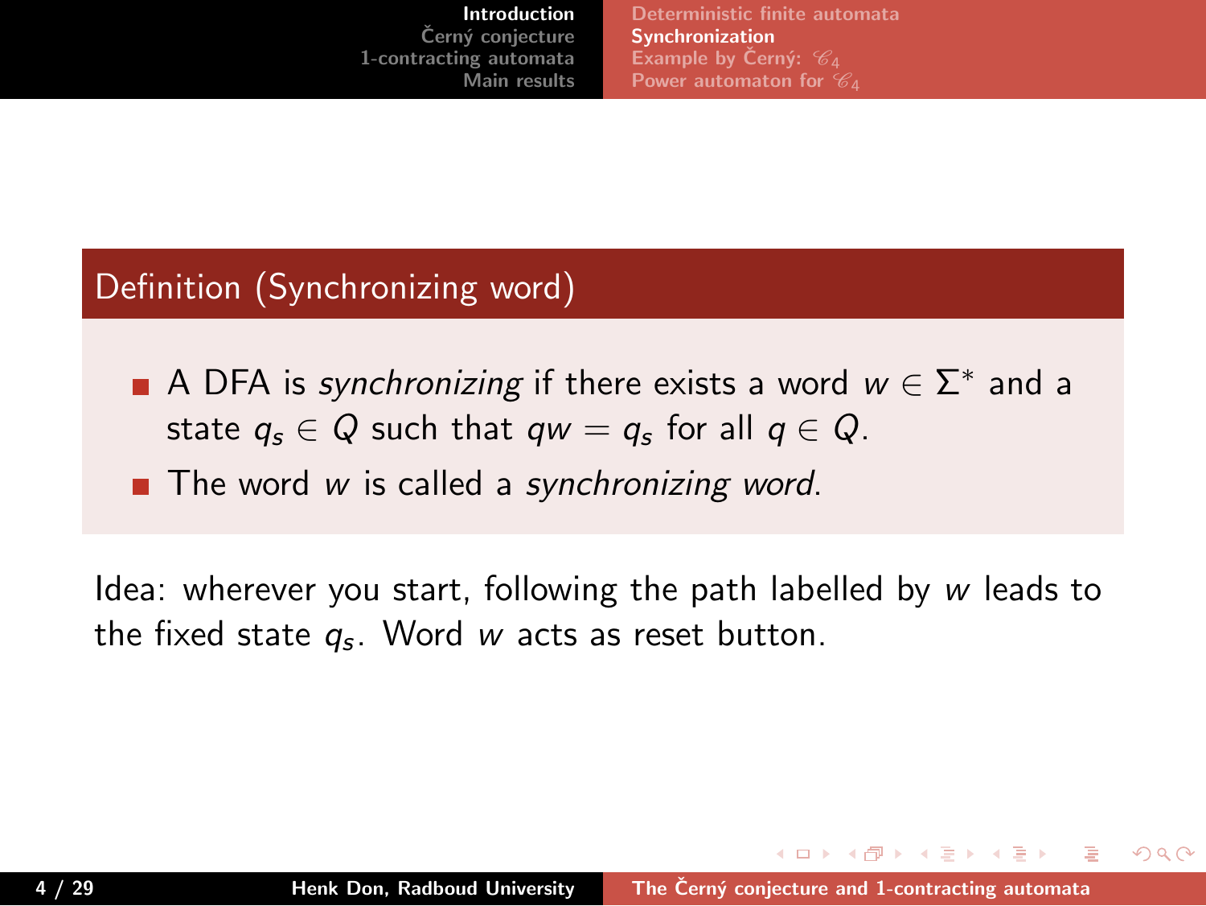## Definition (Synchronizing word)

- A DFA is *synchronizing* if there exists a word $w \in \Sigma^*$ and a state $q_s \in Q$ such that $qw = q_s$ for all $q \in Q$.
- The word $w$ is called a *synchronizing word*.

Idea: wherever you start, following the path labelled by $w$ leads to the fixed state $q_s$. Word $w$ acts as reset button.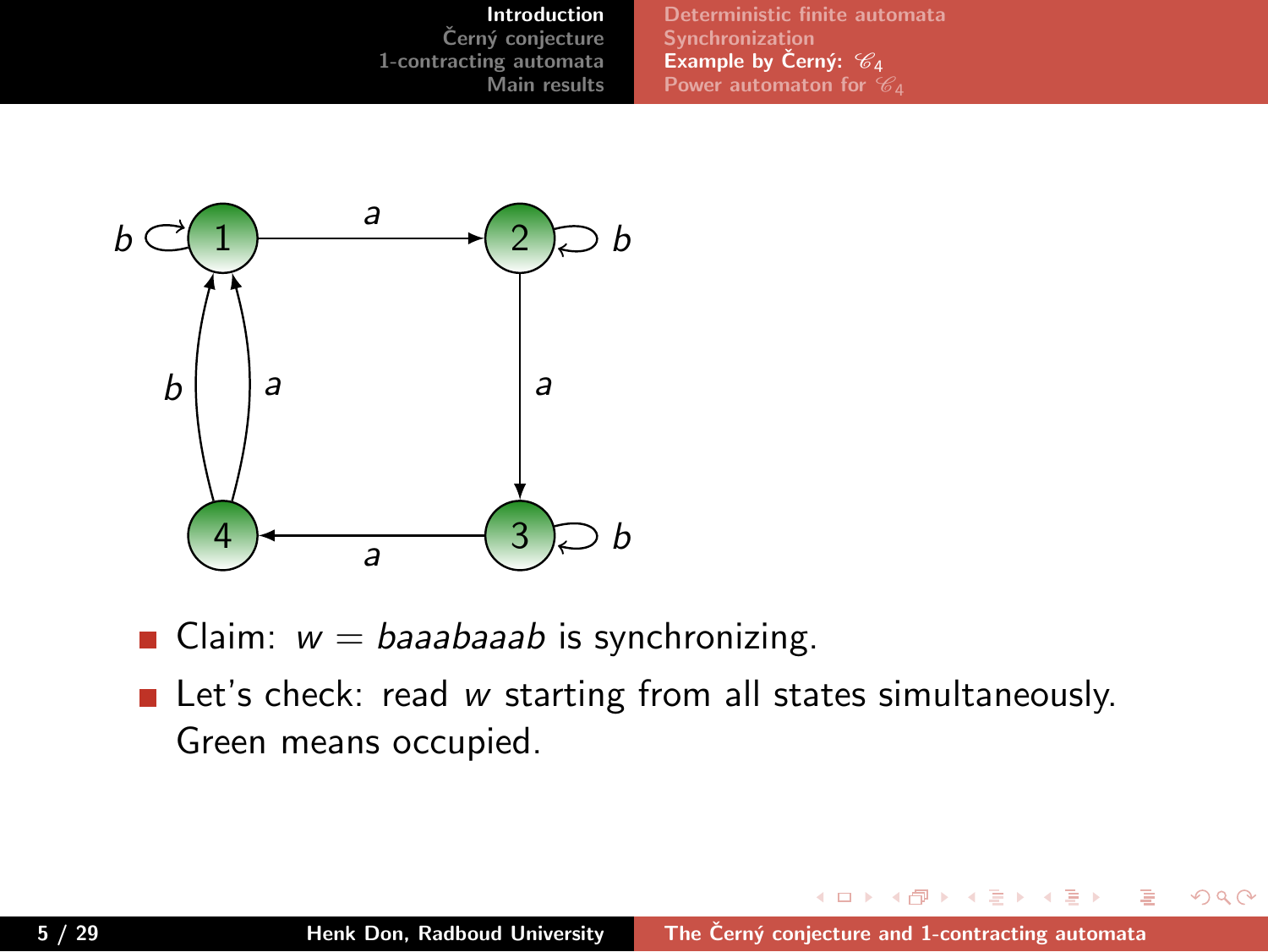- Claim: $w = baaabaaab$ is synchronizing.
- Let's check: read $w$ starting from all states simultaneously. Green means occupied.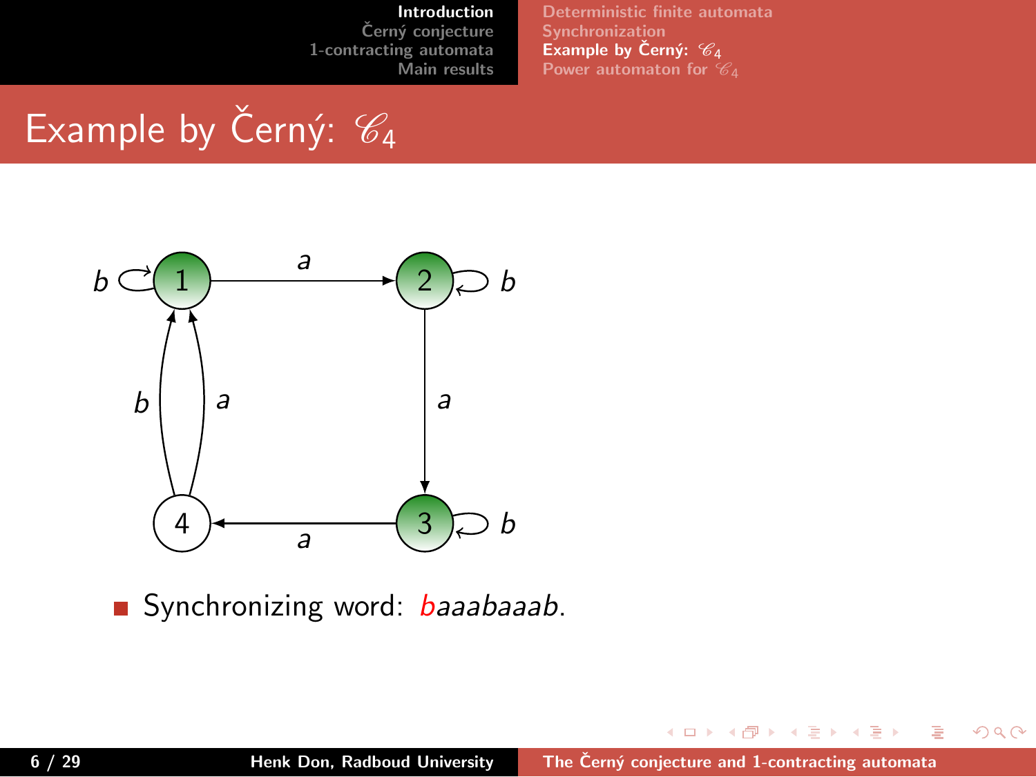# Example by Černý: $\mathscr{C}_4$

- Synchronizing word: *baaabaaab*.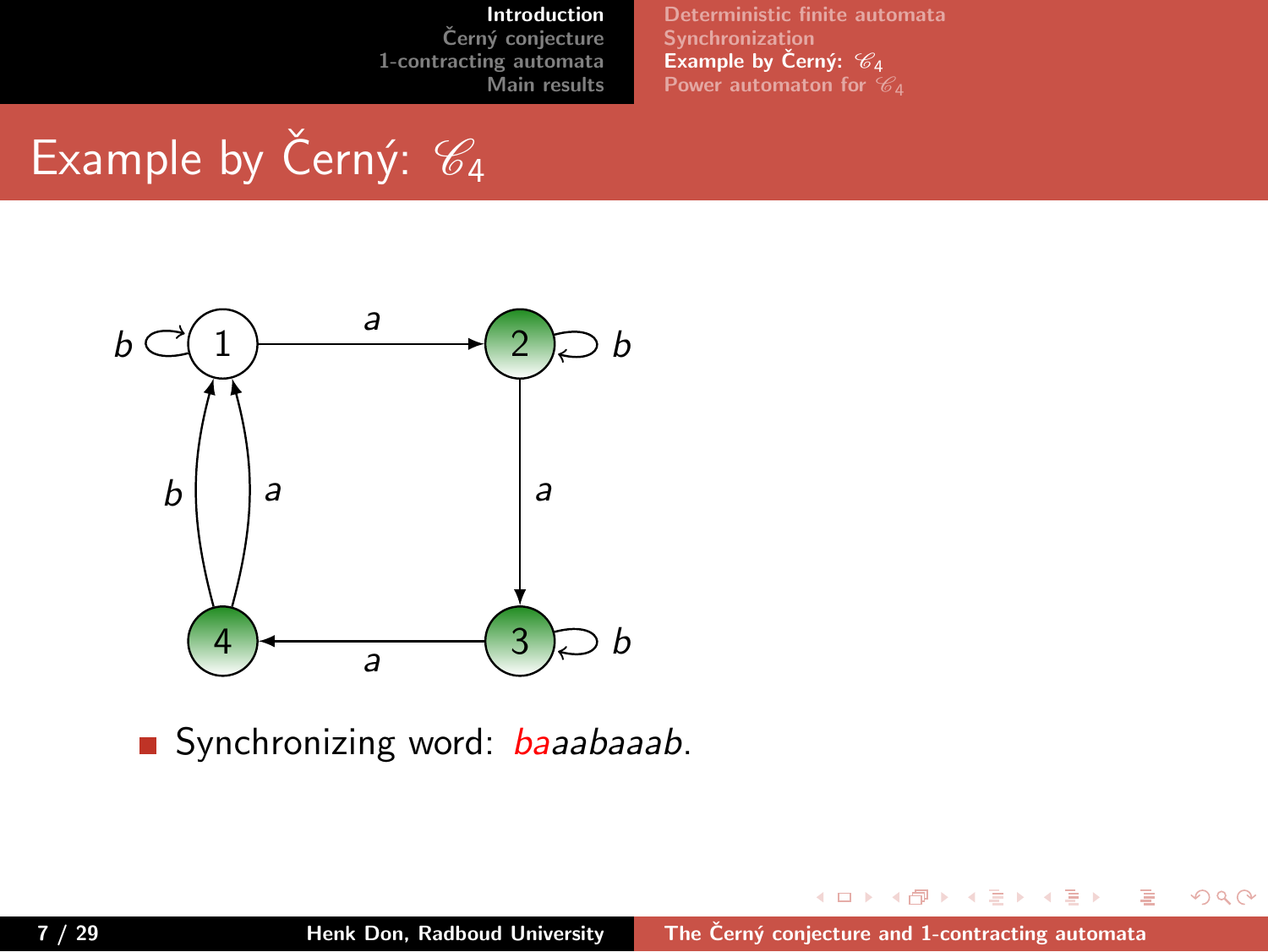# Example by Černý: $\mathscr{C}_4$

- Synchronizing word: *baaabaaab*.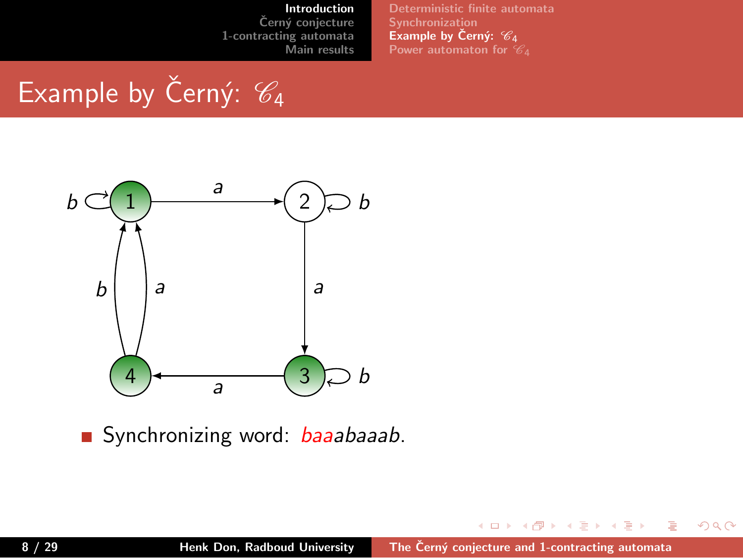# Example by Černý: $\mathscr{C}_4$

- Synchronizing word: *baaabaaab*.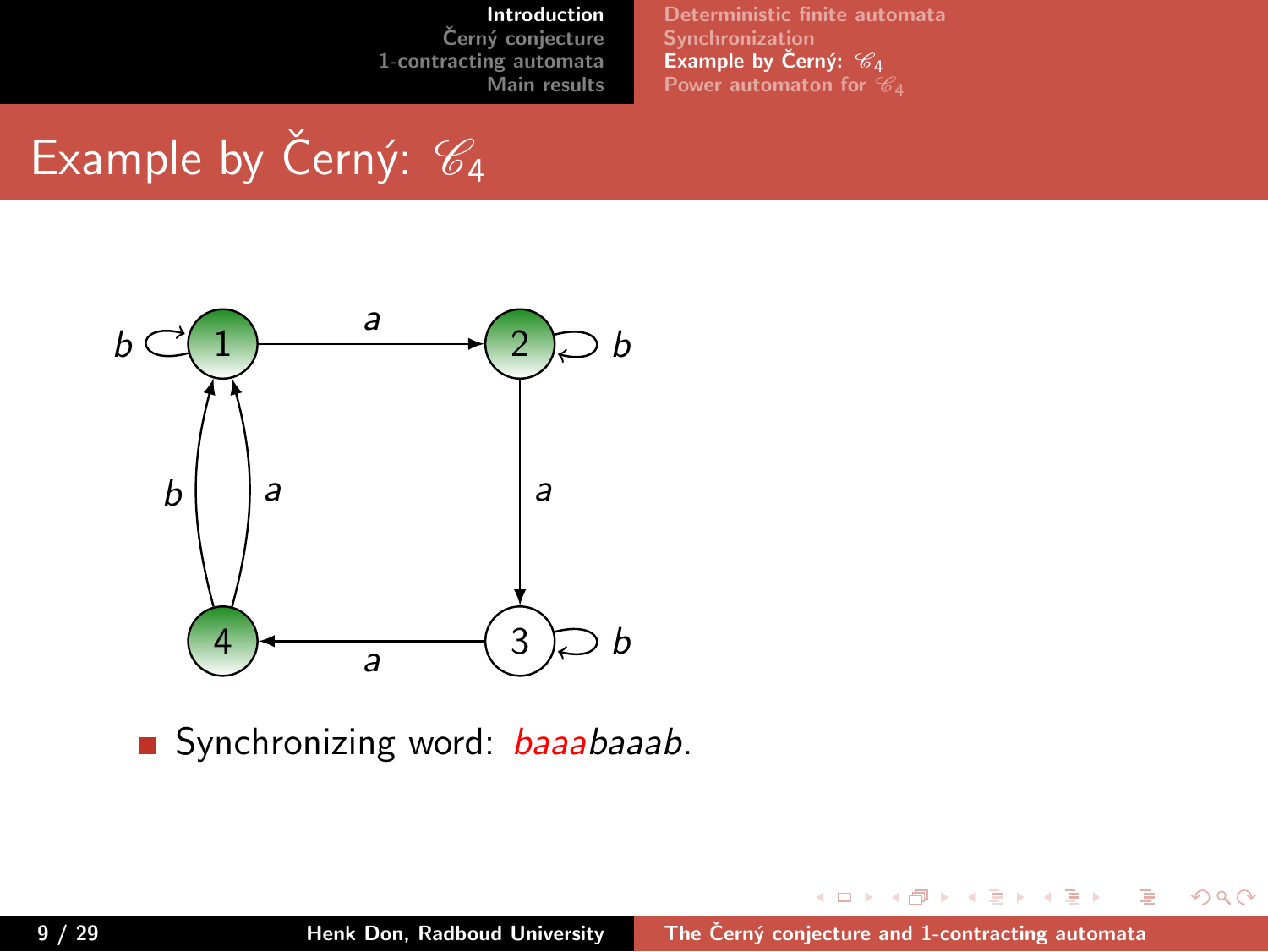# Example by Černý: $\mathscr{C}_4$

- Synchronizing word: *baaabaaab*.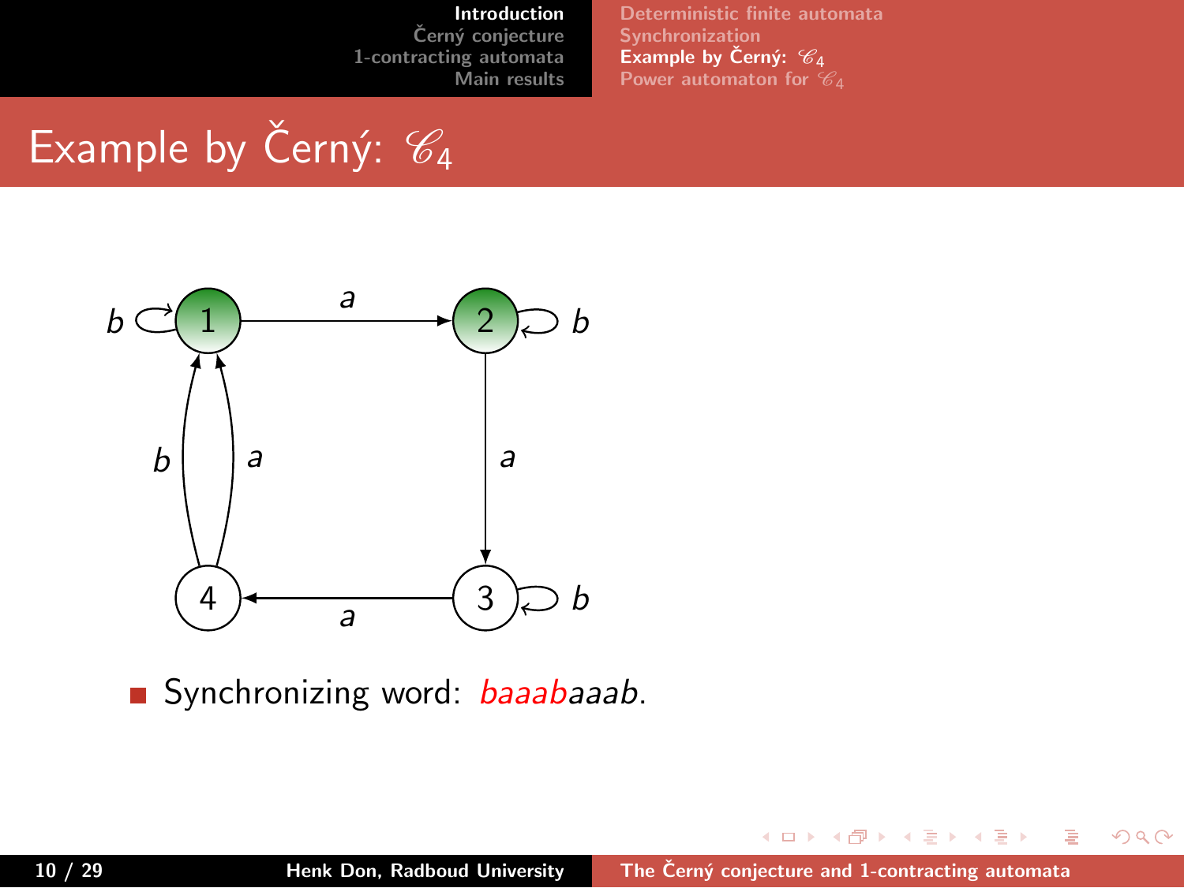# Example by Černý: $\mathscr{C}_4$

- Synchronizing word: *baaabaaab*.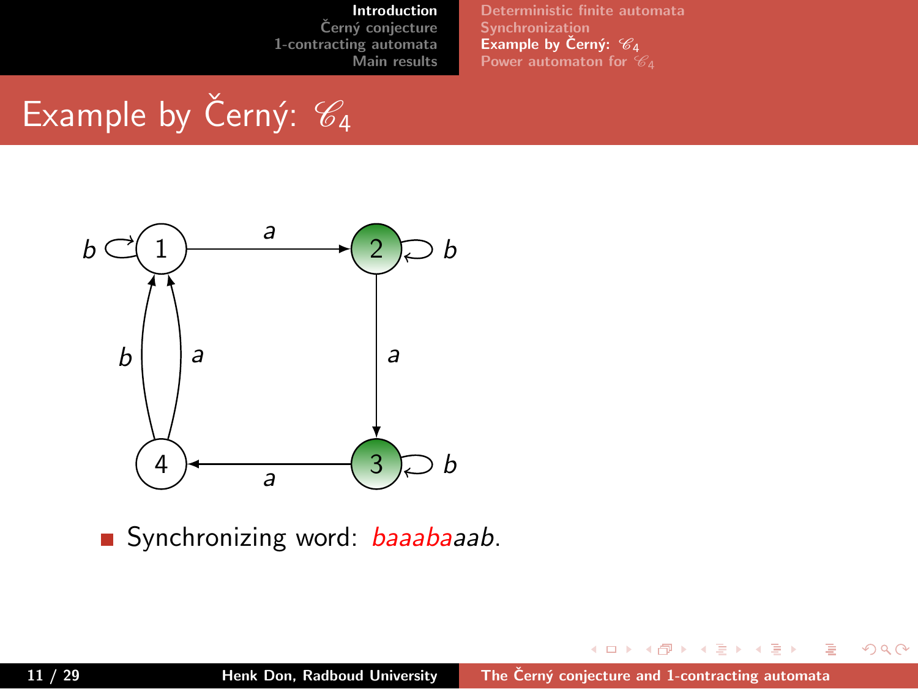# Example by Černý: $\mathscr{C}_4$

- Synchronizing word: *baaabaaab*.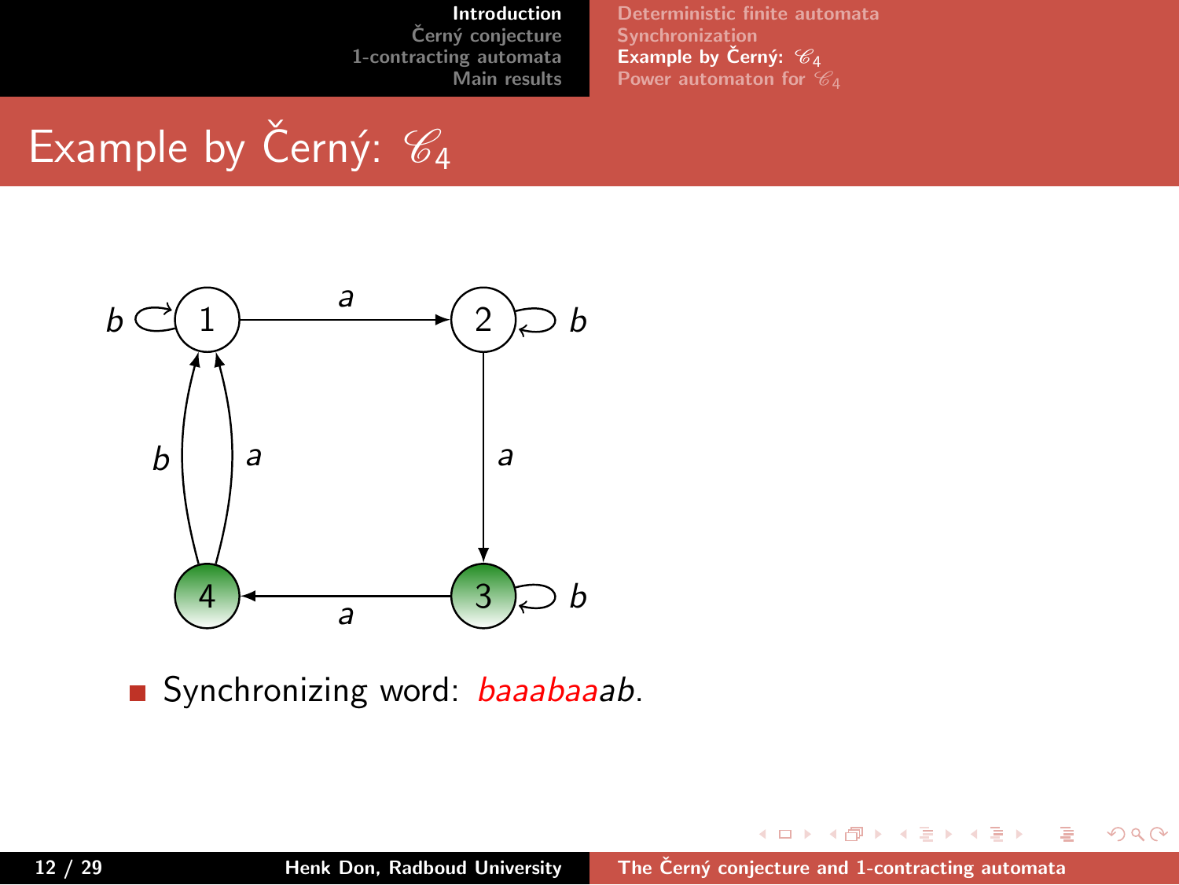# Example by Černý: $\mathscr{C}_4$

- Synchronizing word: *baaabaaab*.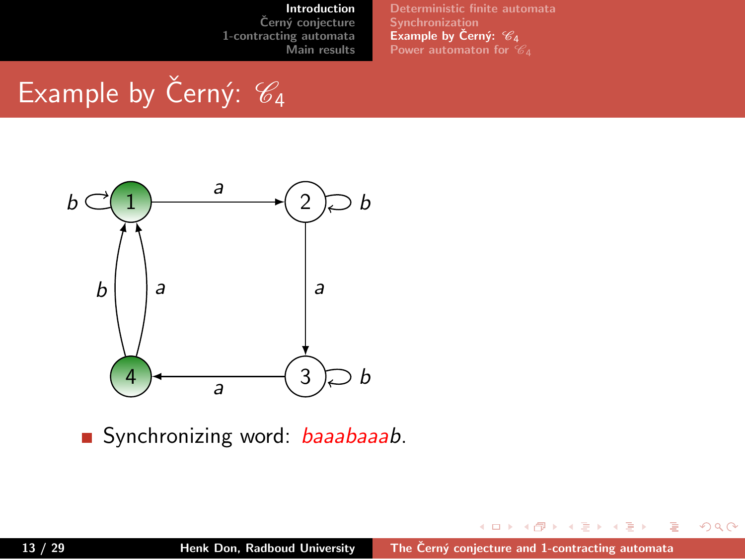# Example by Černý: $\mathscr{C}_4$

- Synchronizing word: *baaabaaab*.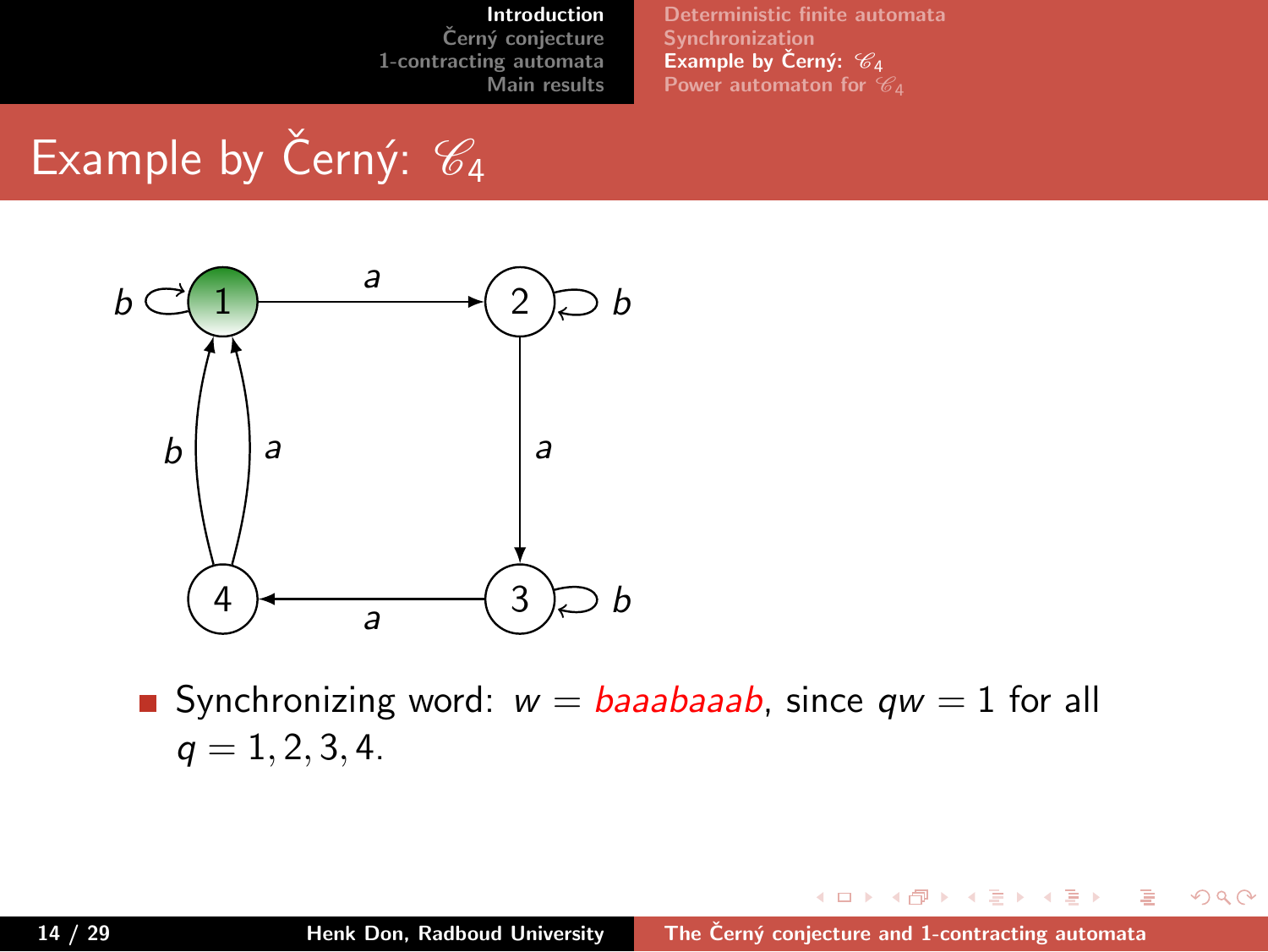# Example by Černý: $\mathscr{C}_4$

- Synchronizing word: $w =$ *baaabaaab*, since $qw = 1$ for all $q = 1, 2, 3, 4$.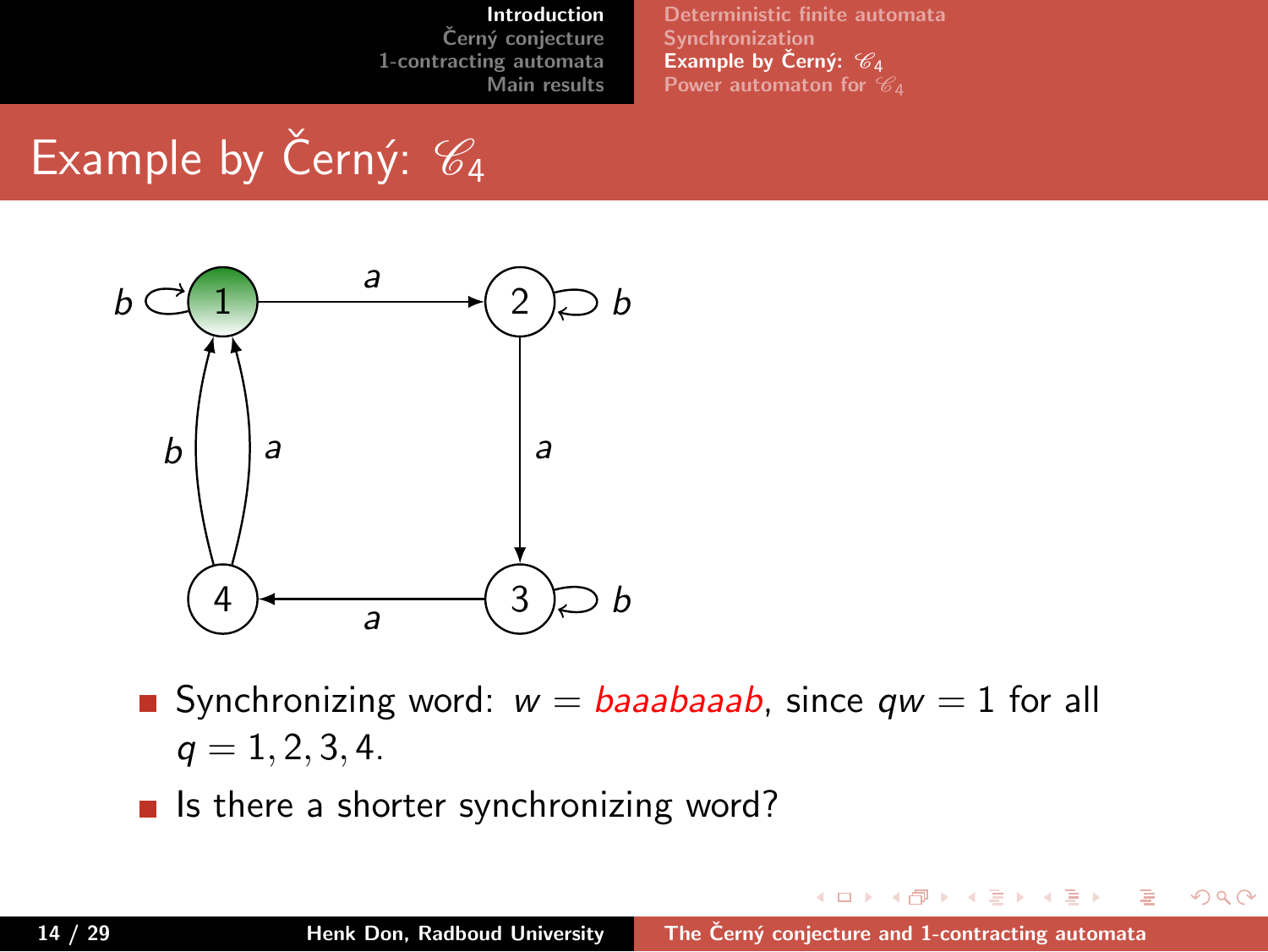# Example by Černý: $\mathscr{C}_4$

- Synchronizing word: $w = baaabaaab$, since $qw = 1$ for all $q = 1, 2, 3, 4$.
- Is there a shorter synchronizing word?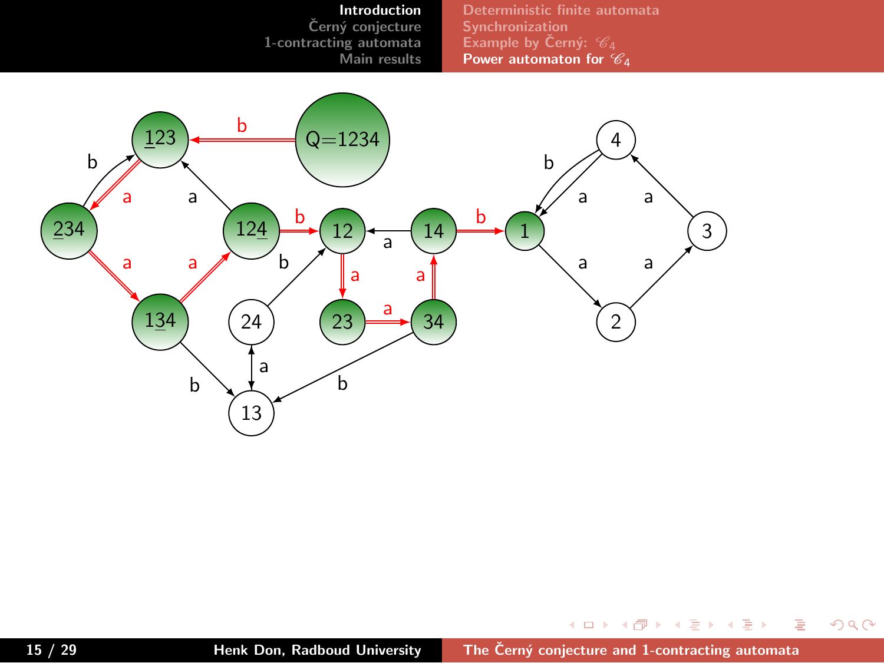## Power automaton for $\mathscr{C}_4$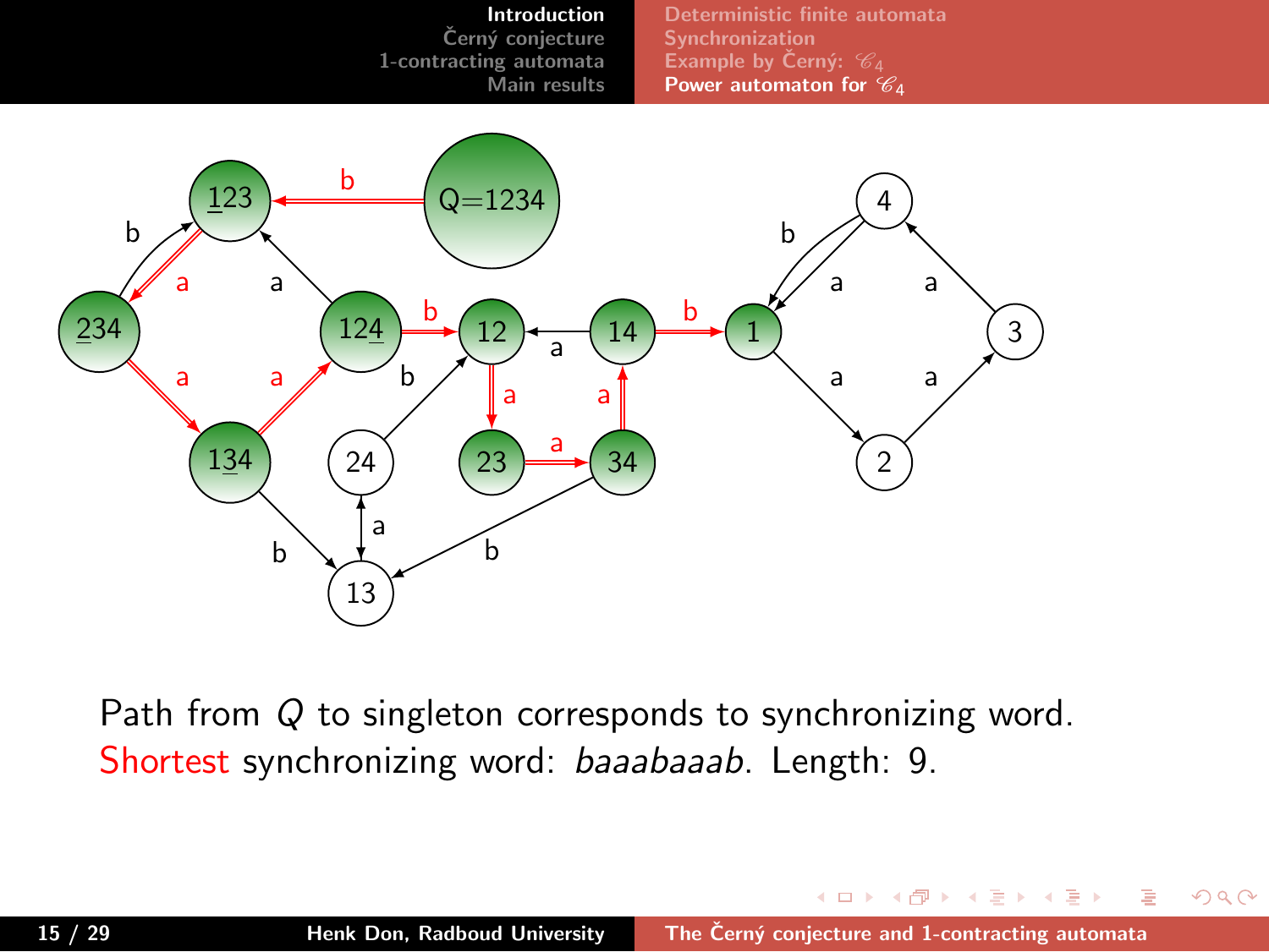Path from $Q$ to singleton corresponds to synchronizing word.
Shortest synchronizing word: *baaabaaab*. Length: 9.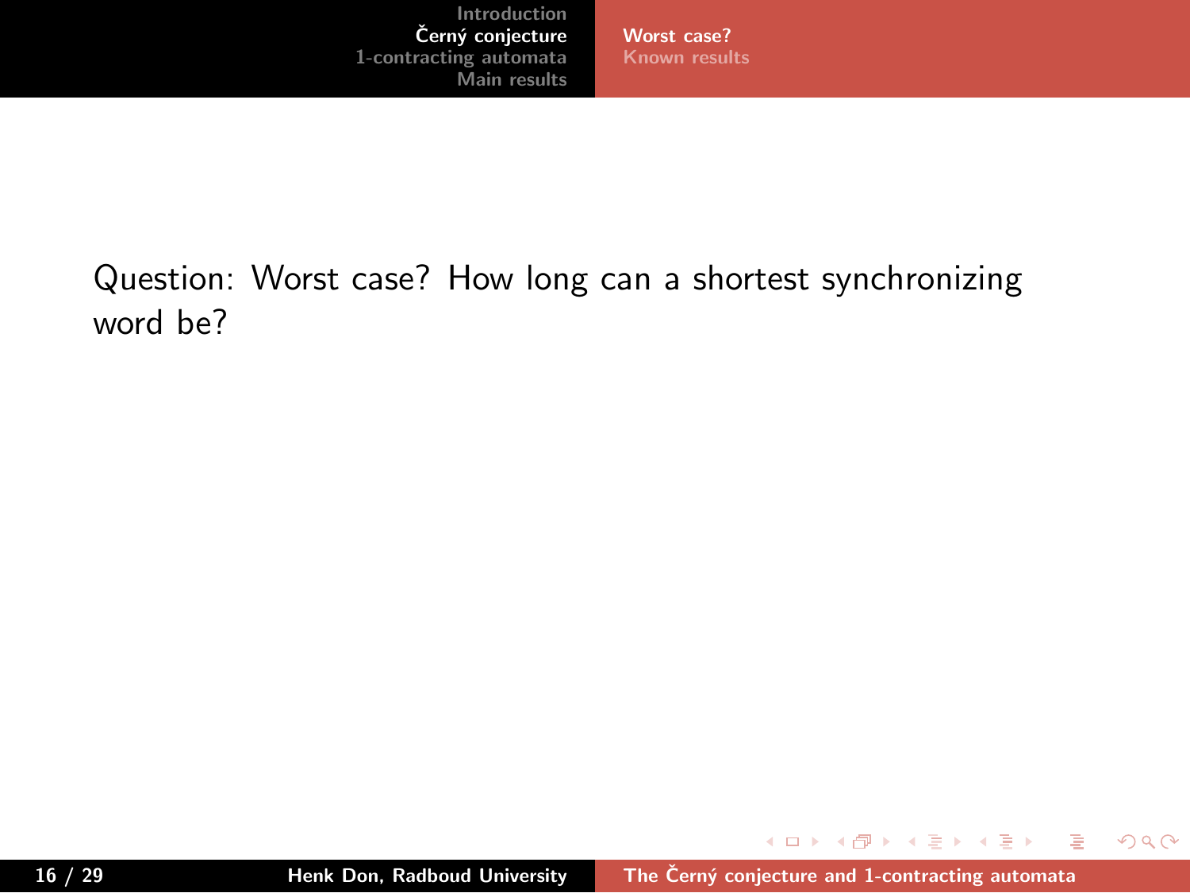Question: Worst case? How long can a shortest synchronizing word be?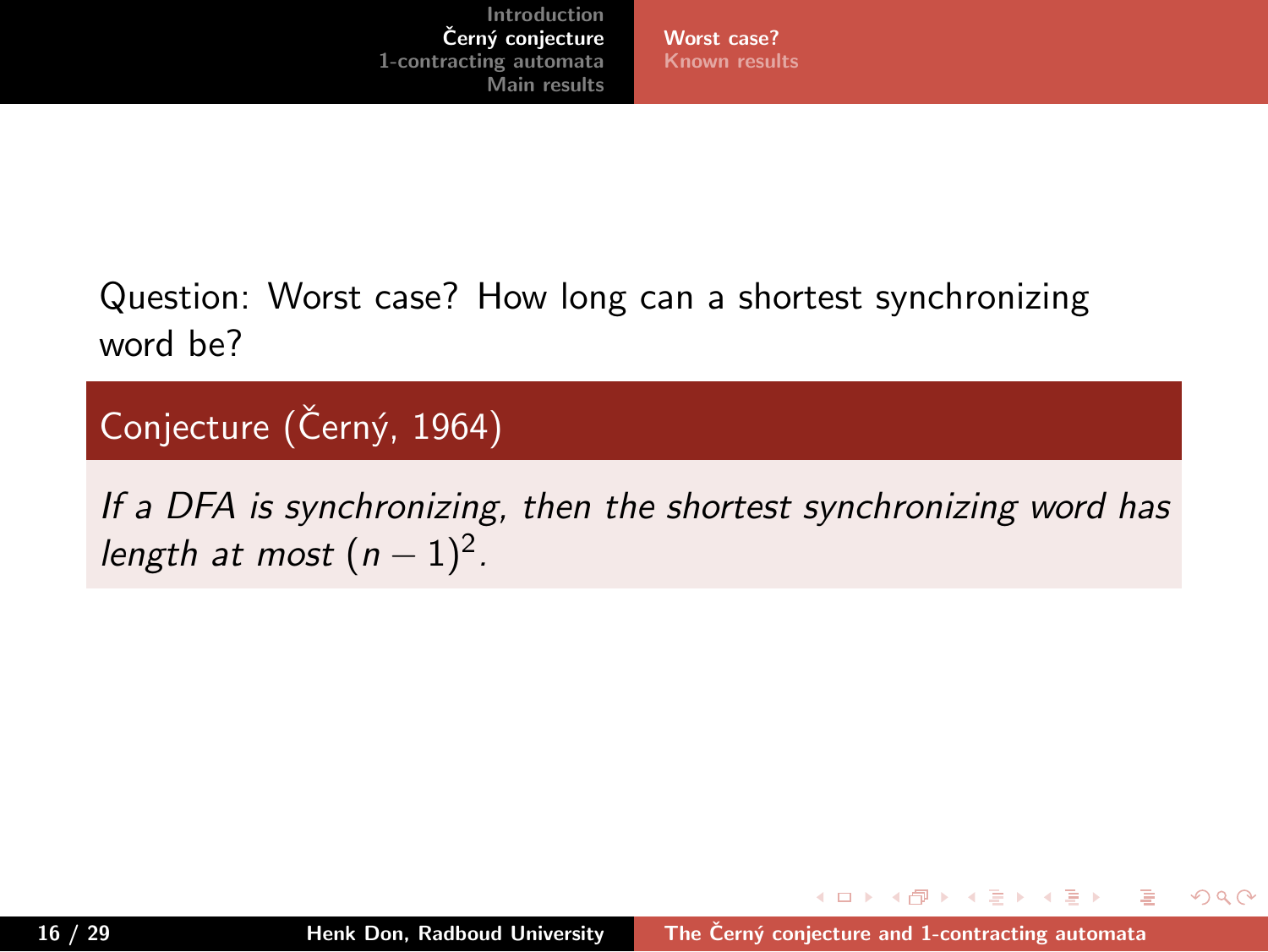Question: Worst case? How long can a shortest synchronizing word be?

**Conjecture (Černý, 1964)**

*If a DFA is synchronizing, then the shortest synchronizing word has length at most* $(n-1)^2$.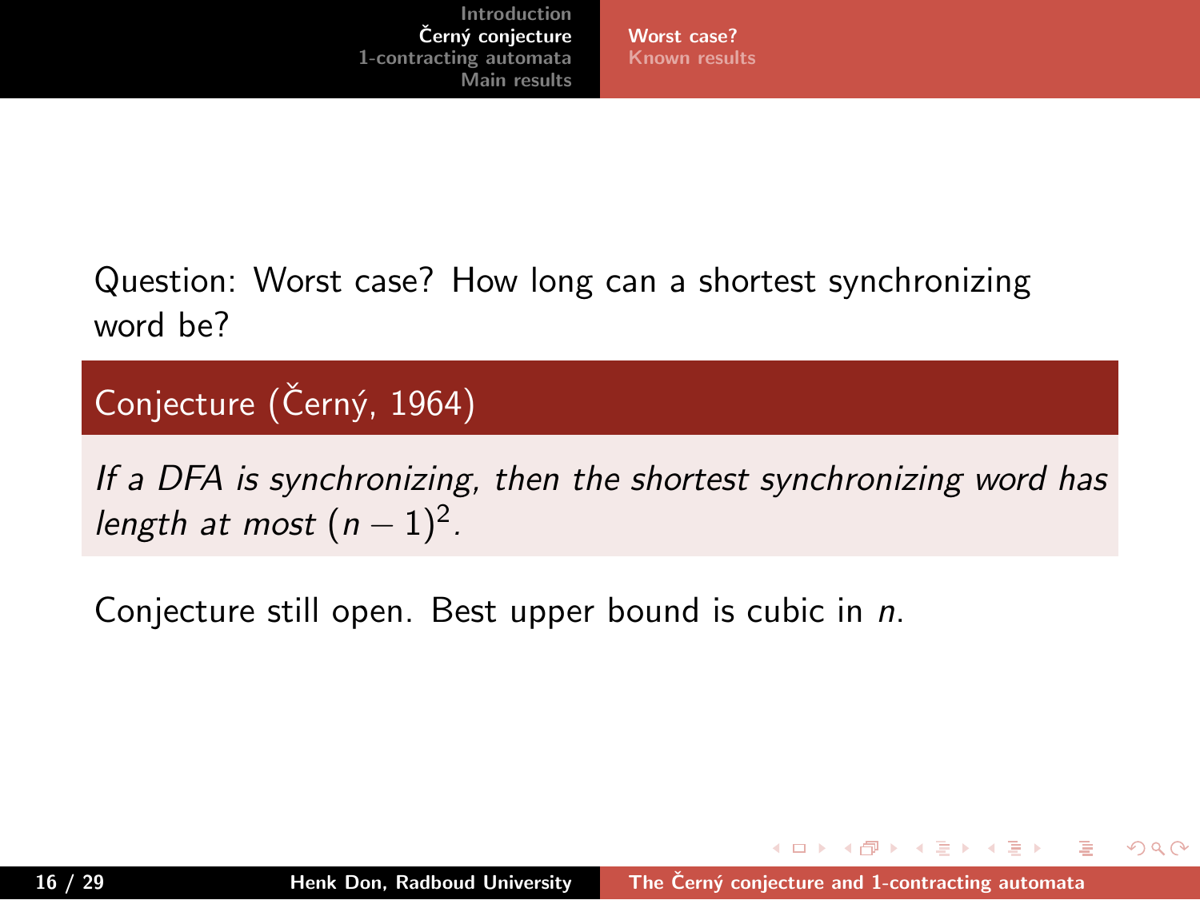Question: Worst case? How long can a shortest synchronizing word be?

**Conjecture (Černý, 1964)**

*If a DFA is synchronizing, then the shortest synchronizing word has length at most* $(n-1)^2$.

Conjecture still open. Best upper bound is cubic in $n$.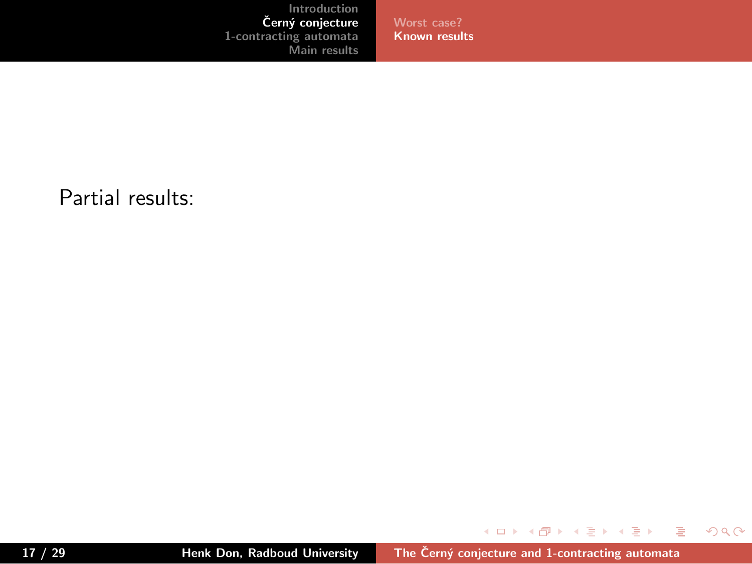Partial results: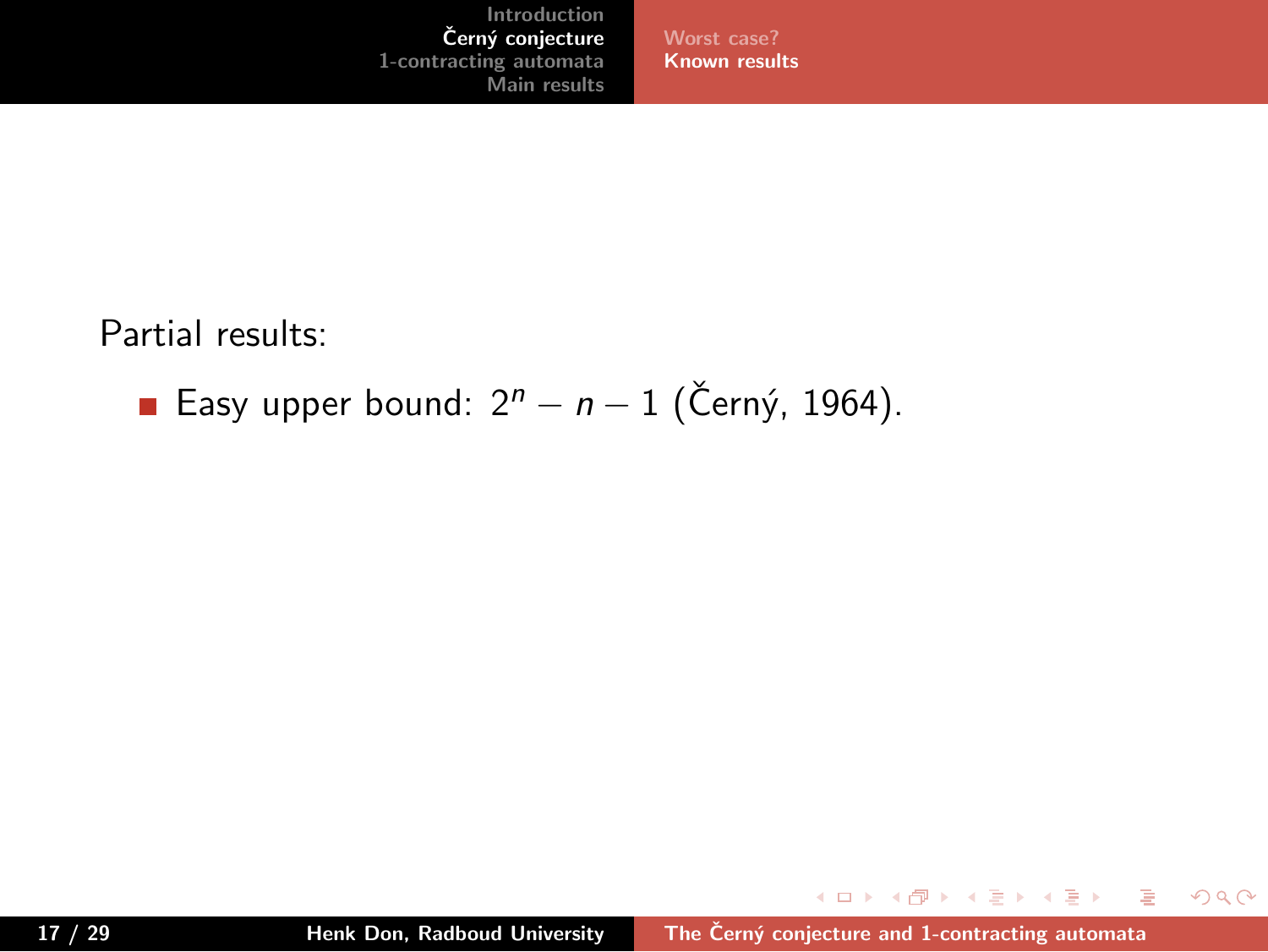Partial results:

- Easy upper bound: $2^n - n - 1$ (Černý, 1964).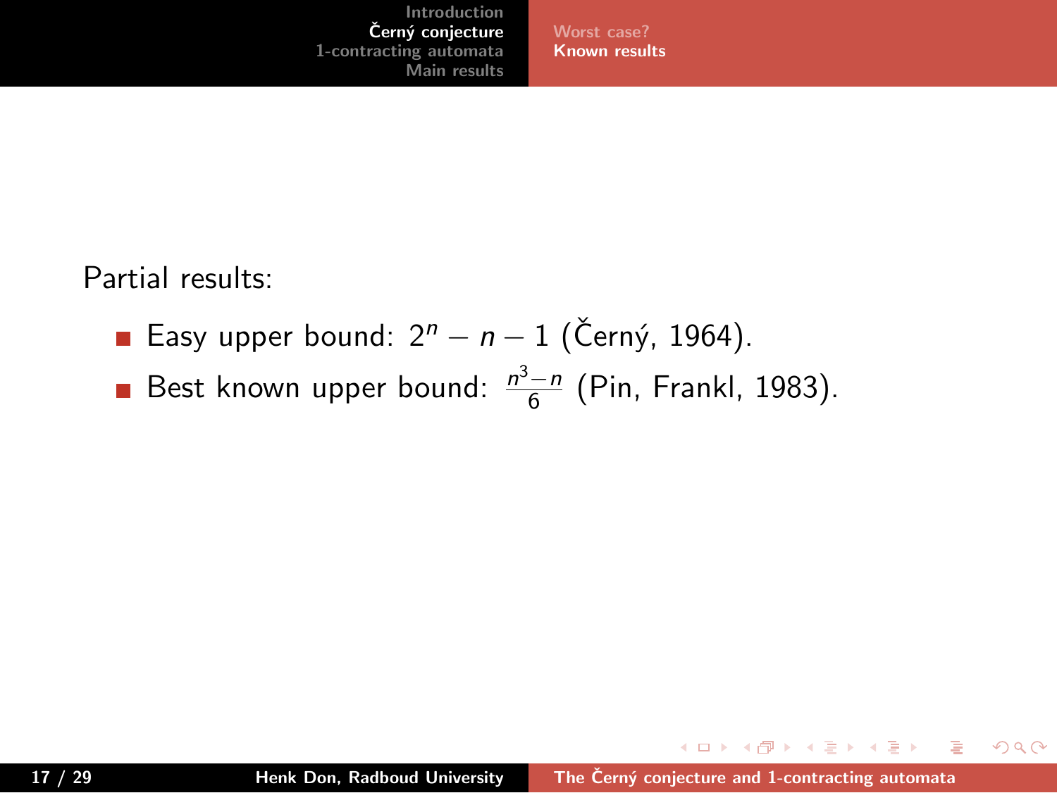Partial results:

- Easy upper bound: $2^n - n - 1$ (Černý, 1964).
- Best known upper bound: $\frac{n^3-n}{6}$ (Pin, Frankl, 1983).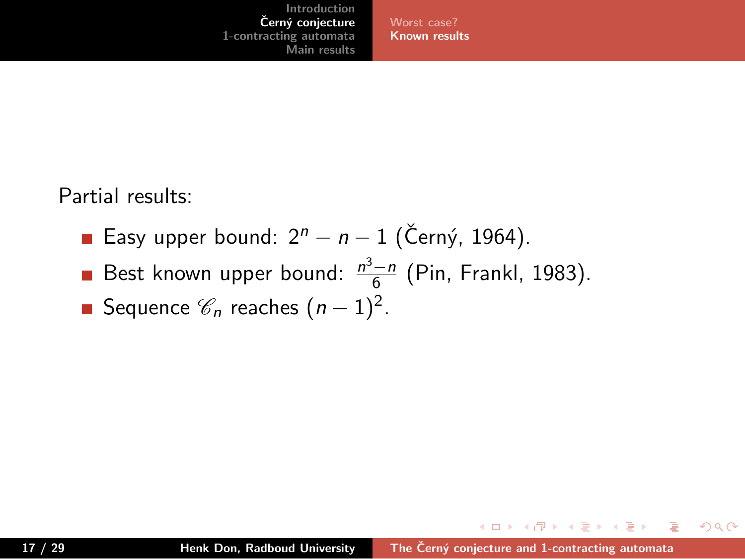Partial results:

- Easy upper bound: $2^n - n - 1$ (Černý, 1964).
- Best known upper bound: $\frac{n^3 - n}{6}$ (Pin, Frankl, 1983).
- Sequence $\mathscr{C}_n$ reaches $(n-1)^2$.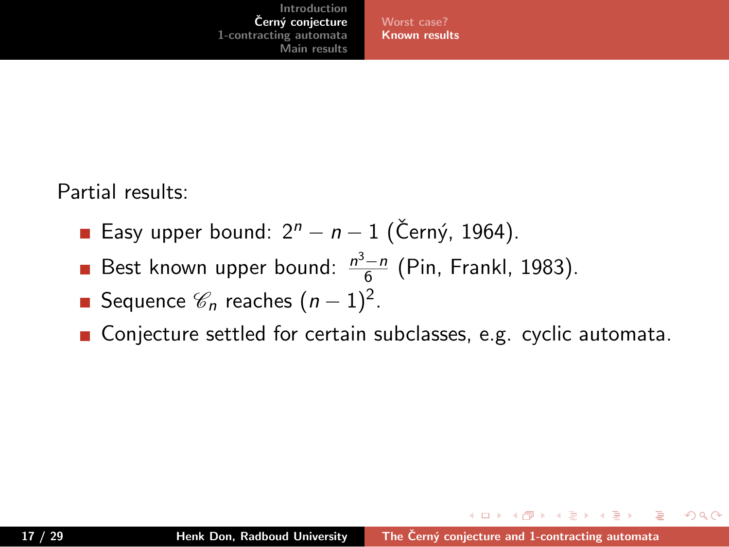Partial results:

- Easy upper bound: $2^n - n - 1$ (Černý, 1964).
- Best known upper bound: $\frac{n^3 - n}{6}$ (Pin, Frankl, 1983).
- Sequence $\mathscr{C}_n$ reaches $(n-1)^2$.
- Conjecture settled for certain subclasses, e.g. cyclic automata.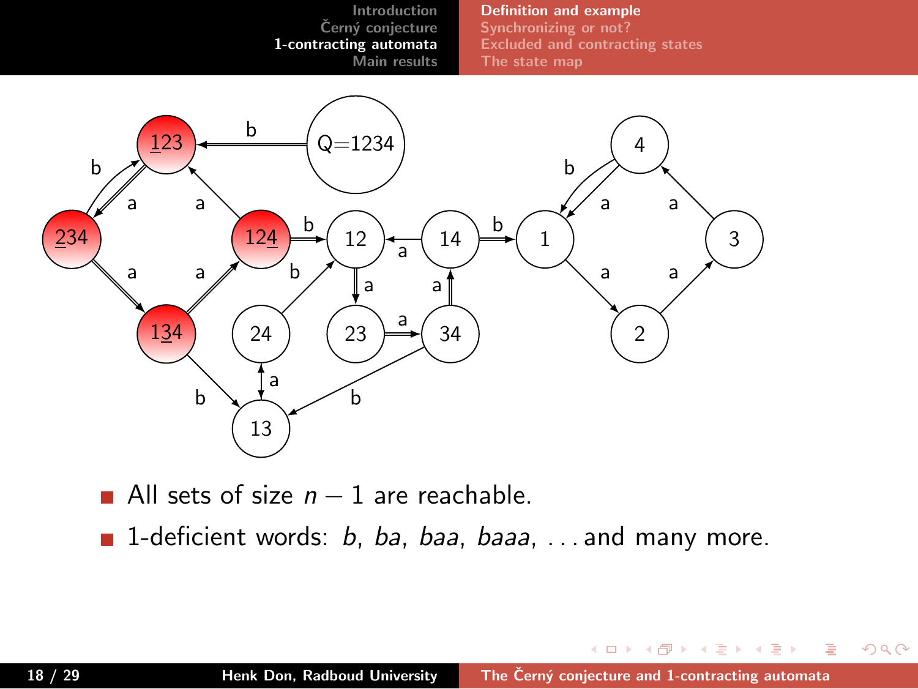- All sets of size $n-1$ are reachable.
- 1-deficient words: $b$, $ba$, $baa$, $baaa$, ... and many more.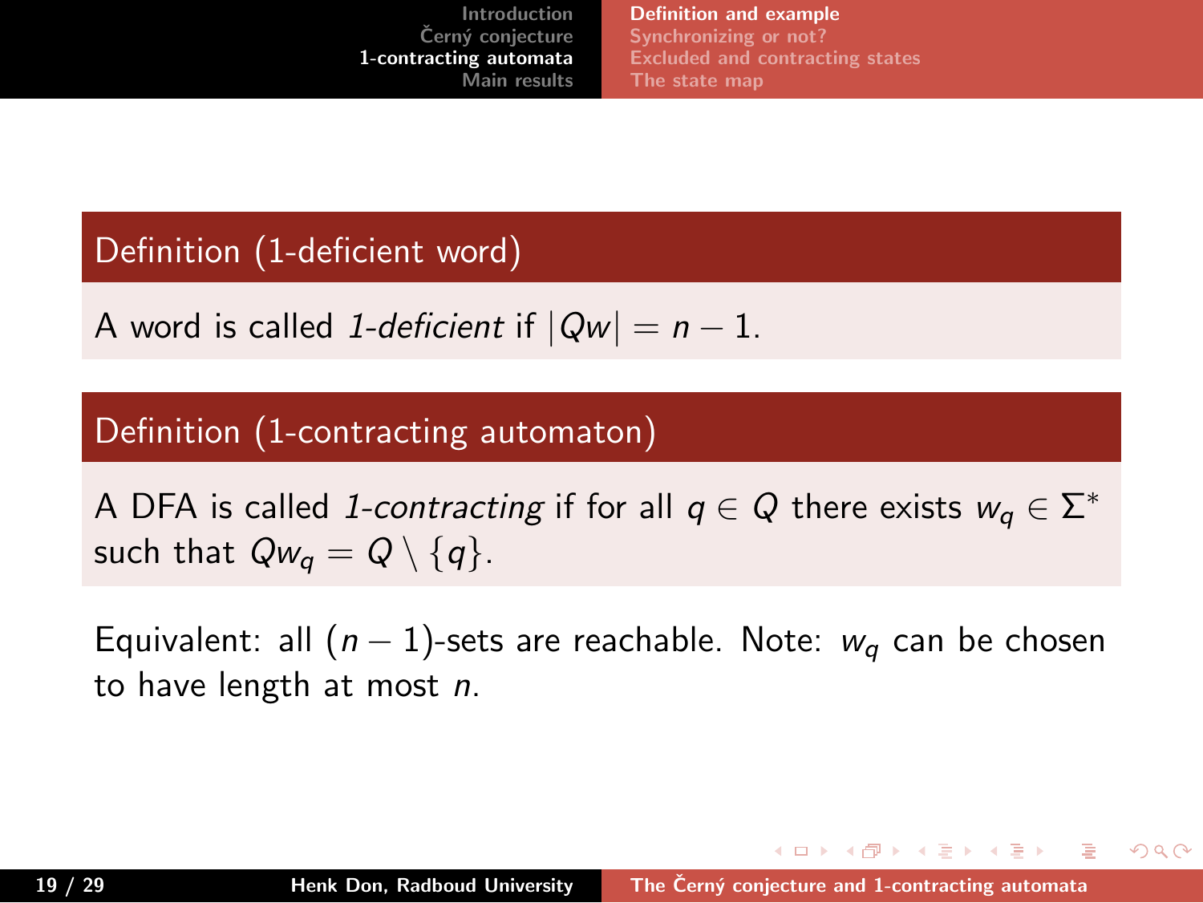**Definition (1-deficient word)**

A word is called *1-deficient* if $|Qw| = n - 1$.

**Definition (1-contracting automaton)**

A DFA is called *1-contracting* if for all $q \in Q$ there exists $w_q \in \Sigma^*$ such that $Qw_q = Q \setminus \{q\}$.

Equivalent: all $(n-1)$-sets are reachable. Note: $w_q$ can be chosen to have length at most $n$.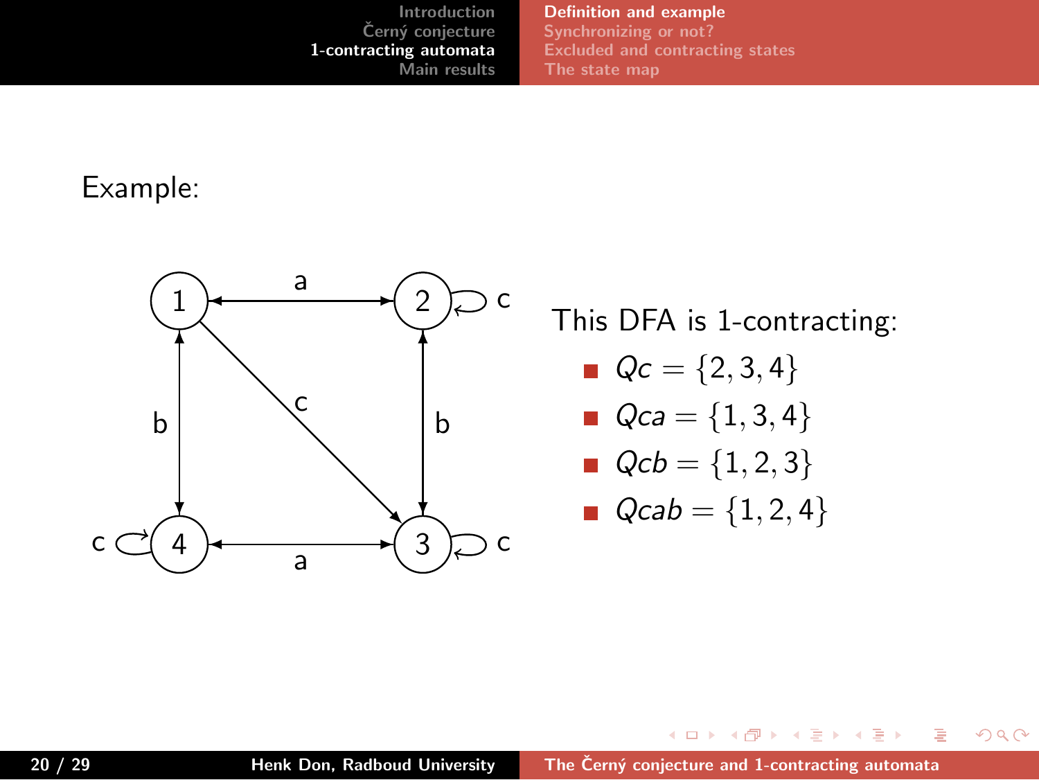Example:

This DFA is 1-contracting:

- $Qc = \{2, 3, 4\}$
- $Qca = \{1, 3, 4\}$
- $Qcb = \{1, 2, 3\}$
- $Qcab = \{1, 2, 4\}$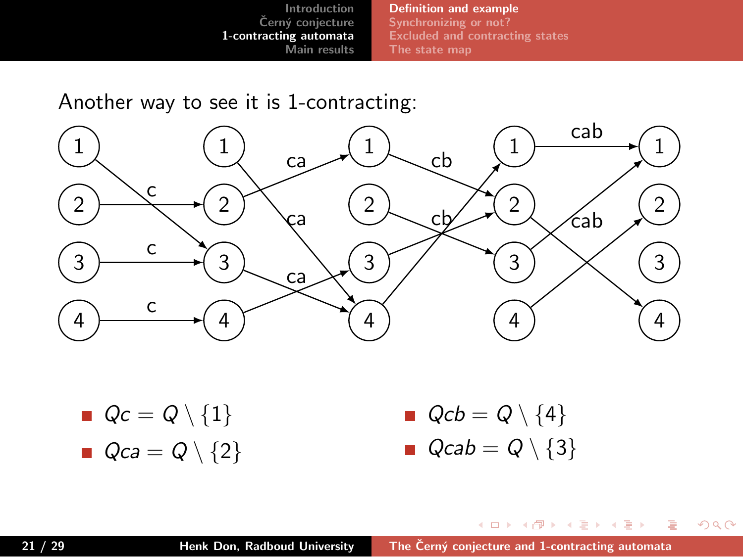Another way to see it is 1-contracting:

- $Qc = Q \setminus \{1\}$
- $Qca = Q \setminus \{2\}$
- $Qcb = Q \setminus \{4\}$
- $Qcab = Q \setminus \{3\}$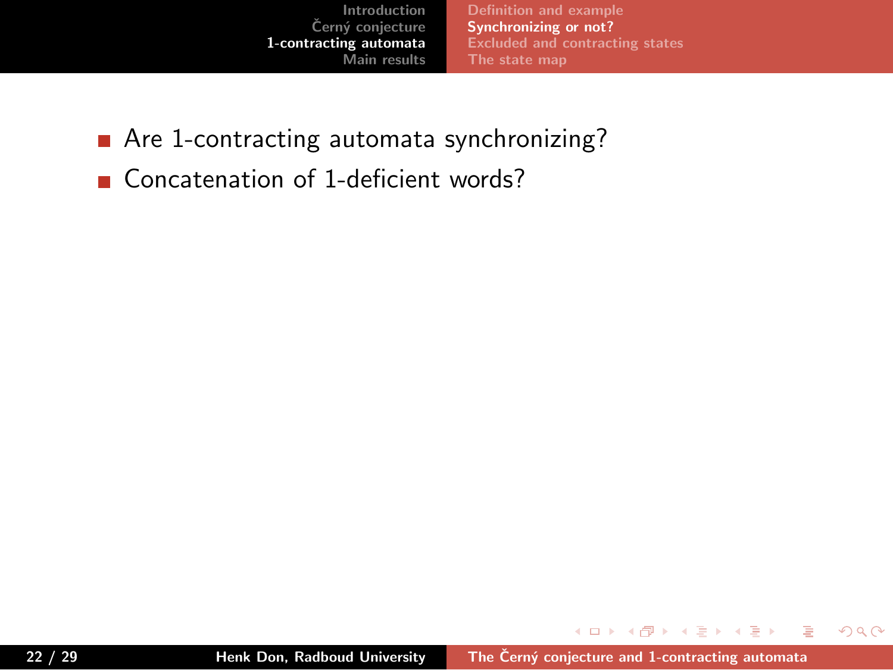- Are 1-contracting automata synchronizing?
- Concatenation of 1-deficient words?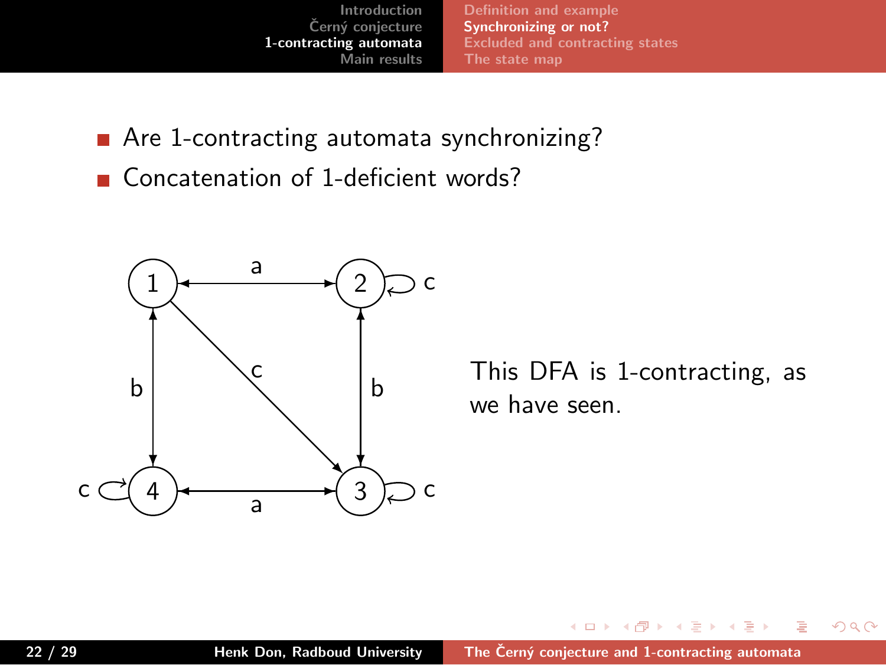- Are 1-contracting automata synchronizing?
- Concatenation of 1-deficient words?

This DFA is 1-contracting, as we have seen.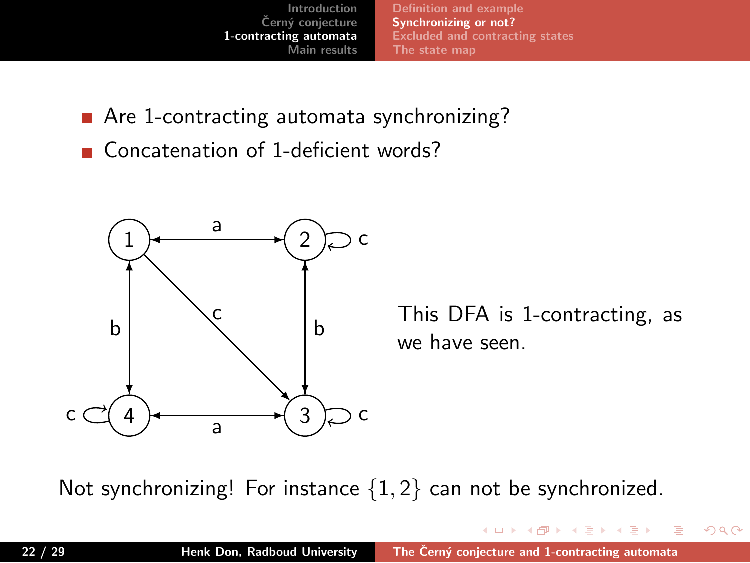- Are 1-contracting automata synchronizing?
- Concatenation of 1-deficient words?

This DFA is 1-contracting, as we have seen.

Not synchronizing! For instance $\{1, 2\}$ can not be synchronized.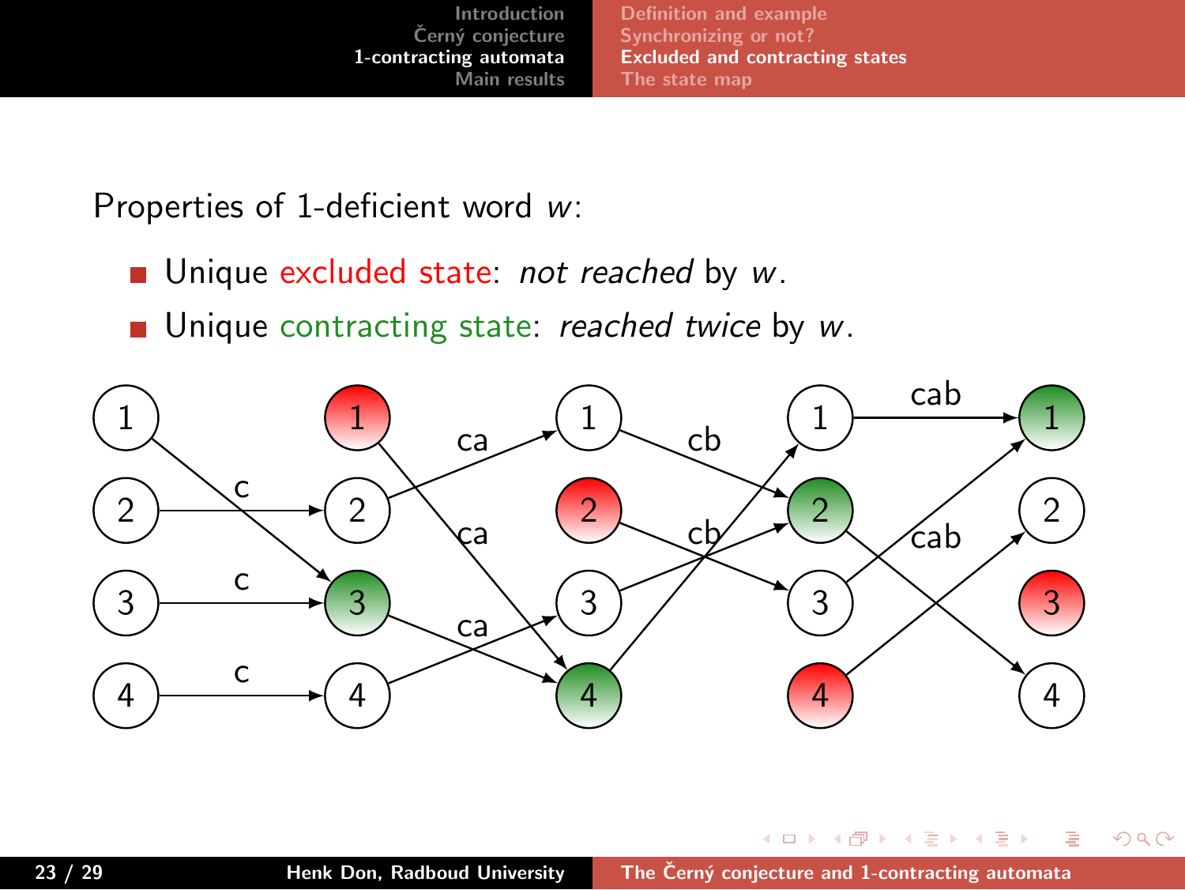Properties of 1-deficient word $w$:

- Unique excluded state: *not reached* by $w$.
- Unique contracting state: *reached twice* by $w$.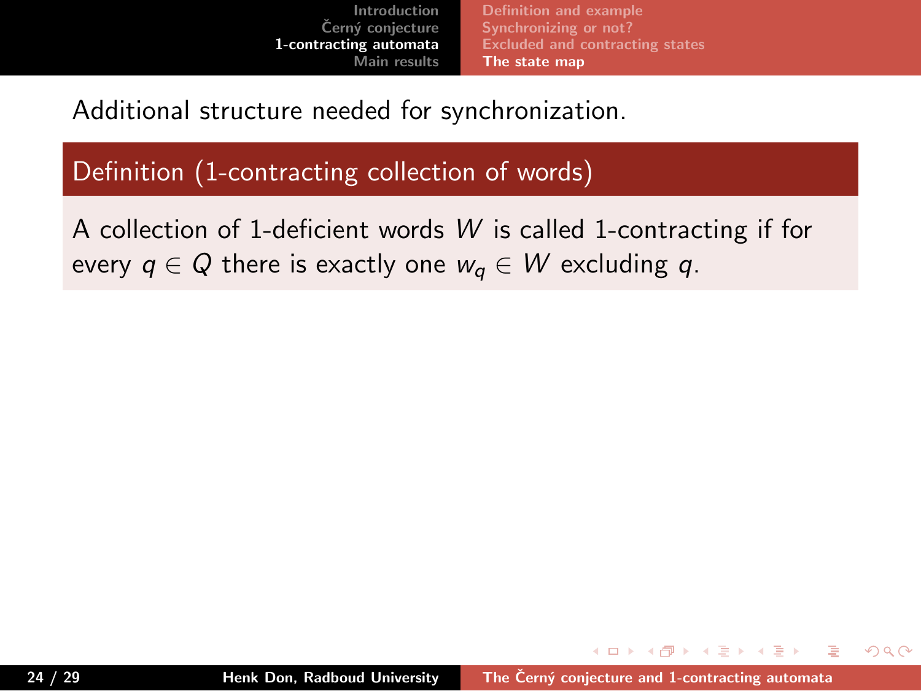Additional structure needed for synchronization.

**Definition (1-contracting collection of words)**

A collection of 1-deficient words $W$ is called 1-contracting if for every $q \in Q$ there is exactly one $w_q \in W$ excluding $q$.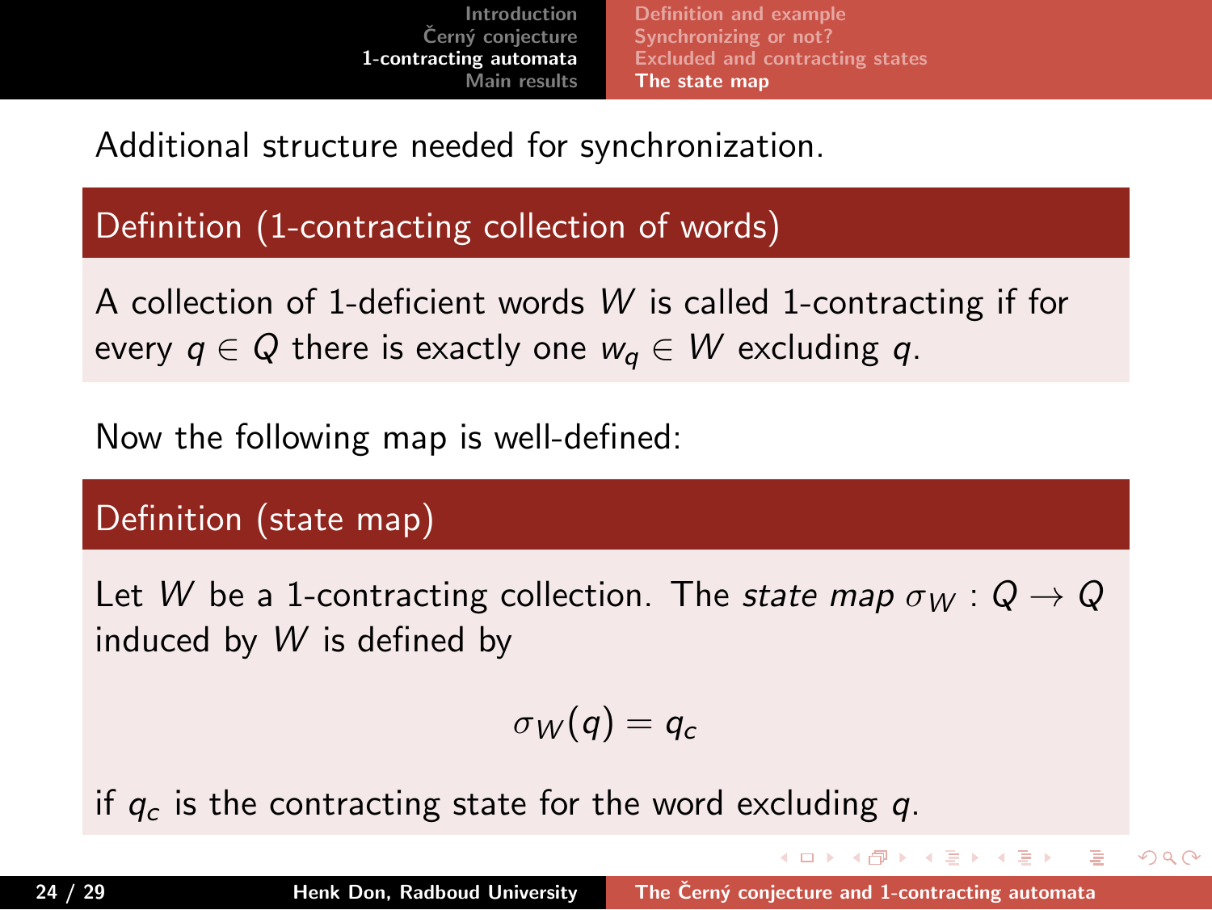Additional structure needed for synchronization.

**Definition (1-contracting collection of words)**

A collection of 1-deficient words $W$ is called 1-contracting if for every $q \in Q$ there is exactly one $w_q \in W$ excluding $q$.

Now the following map is well-defined:

**Definition (state map)**

Let $W$ be a 1-contracting collection. The *state map* $\sigma_W : Q \to Q$ induced by $W$ is defined by

$$\sigma_W(q) = q_c$$

if $q_c$ is the contracting state for the word excluding $q$.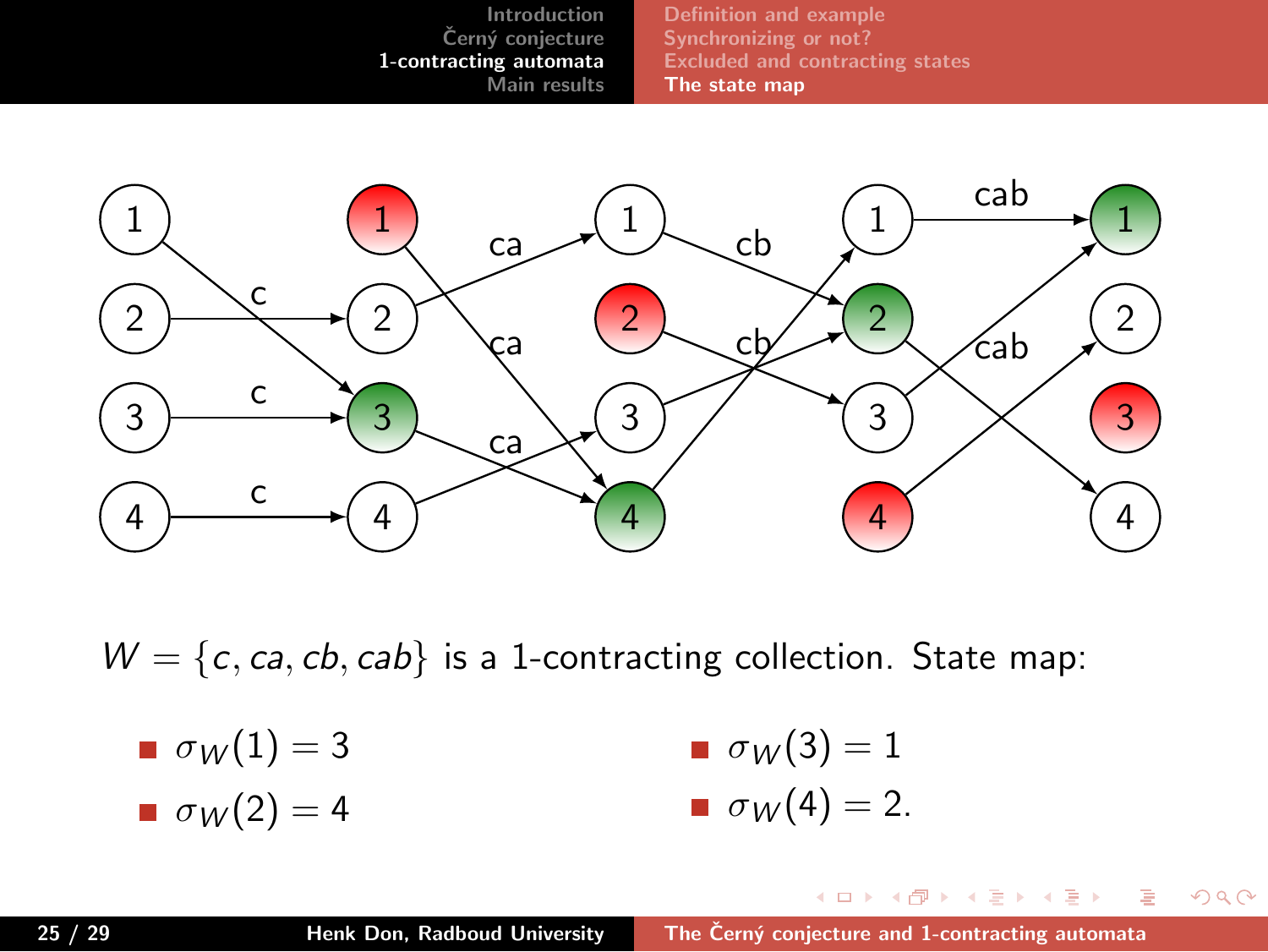$W = \{c, ca, cb, cab\}$ is a 1-contracting collection. State map:

- $\sigma_W(1) = 3$
- $\sigma_W(2) = 4$
- $\sigma_W(3) = 1$
- $\sigma_W(4) = 2.$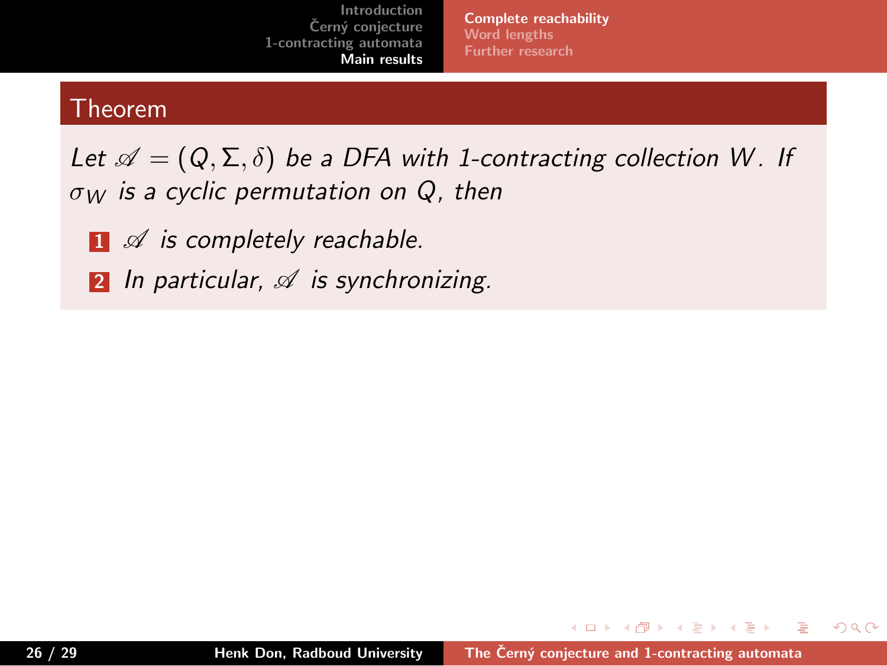**Theorem**

*Let $\mathscr{A} = (Q, \Sigma, \delta)$ be a DFA with 1-contracting collection $W$. If $\sigma_W$ is a cyclic permutation on $Q$, then*

1. *$\mathscr{A}$ is completely reachable.*
2. *In particular, $\mathscr{A}$ is synchronizing.*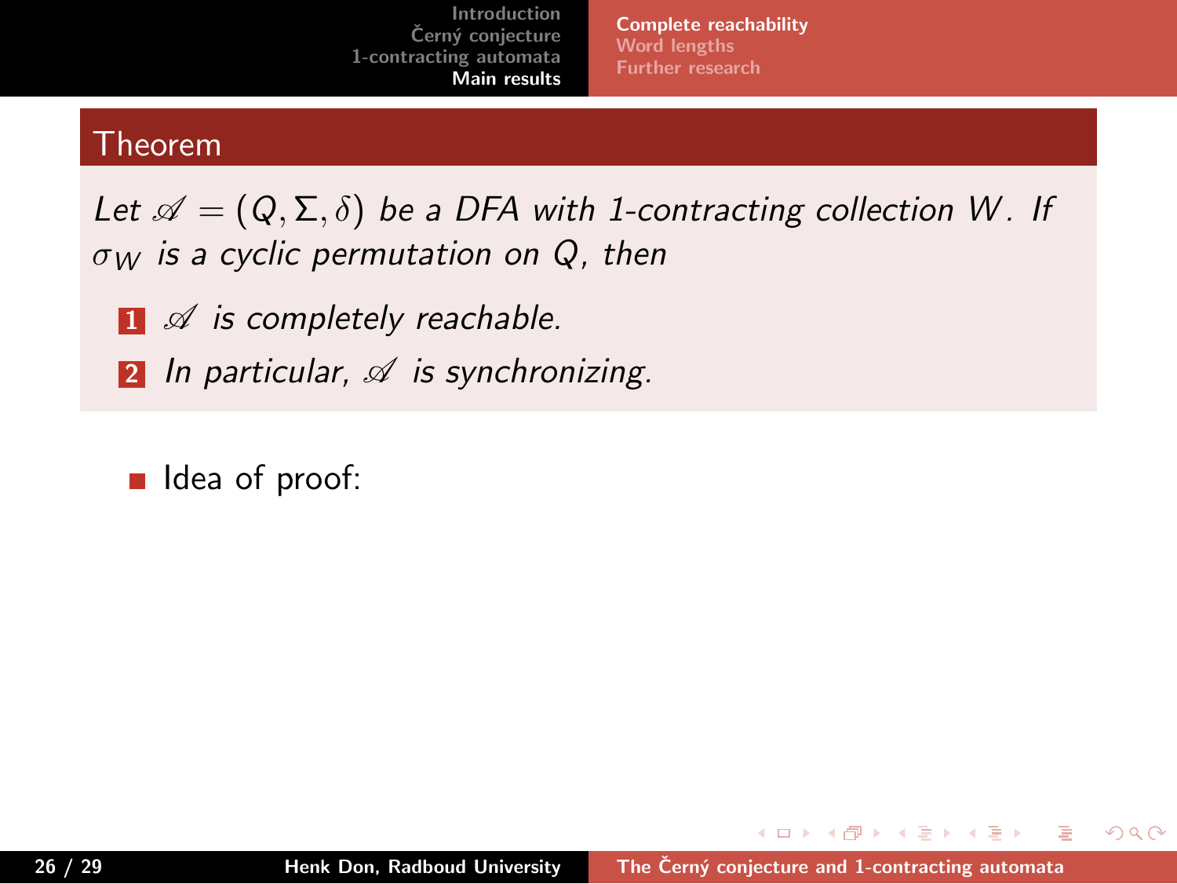**Theorem**

*Let $\mathscr{A} = (Q, \Sigma, \delta)$ be a DFA with 1-contracting collection $W$. If $\sigma_W$ is a cyclic permutation on $Q$, then*

1. *$\mathscr{A}$ is completely reachable.*
2. *In particular, $\mathscr{A}$ is synchronizing.*

- Idea of proof: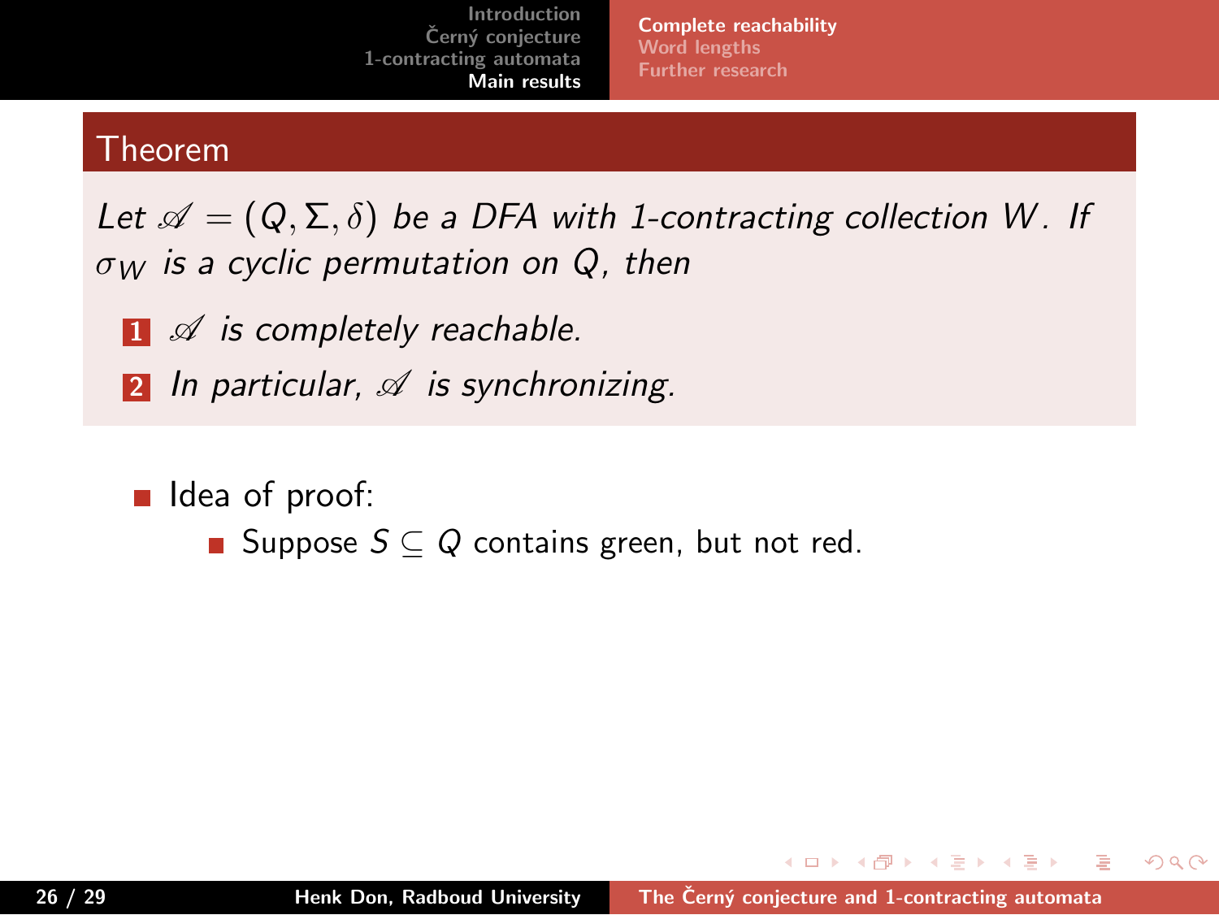## Theorem

*Let $\mathscr{A} = (Q, \Sigma, \delta)$ be a DFA with 1-contracting collection $W$. If $\sigma_W$ is a cyclic permutation on $Q$, then*

1. *$\mathscr{A}$ is completely reachable.*
2. *In particular, $\mathscr{A}$ is synchronizing.*

- Idea of proof:
  - Suppose $S \subseteq Q$ contains green, but not red.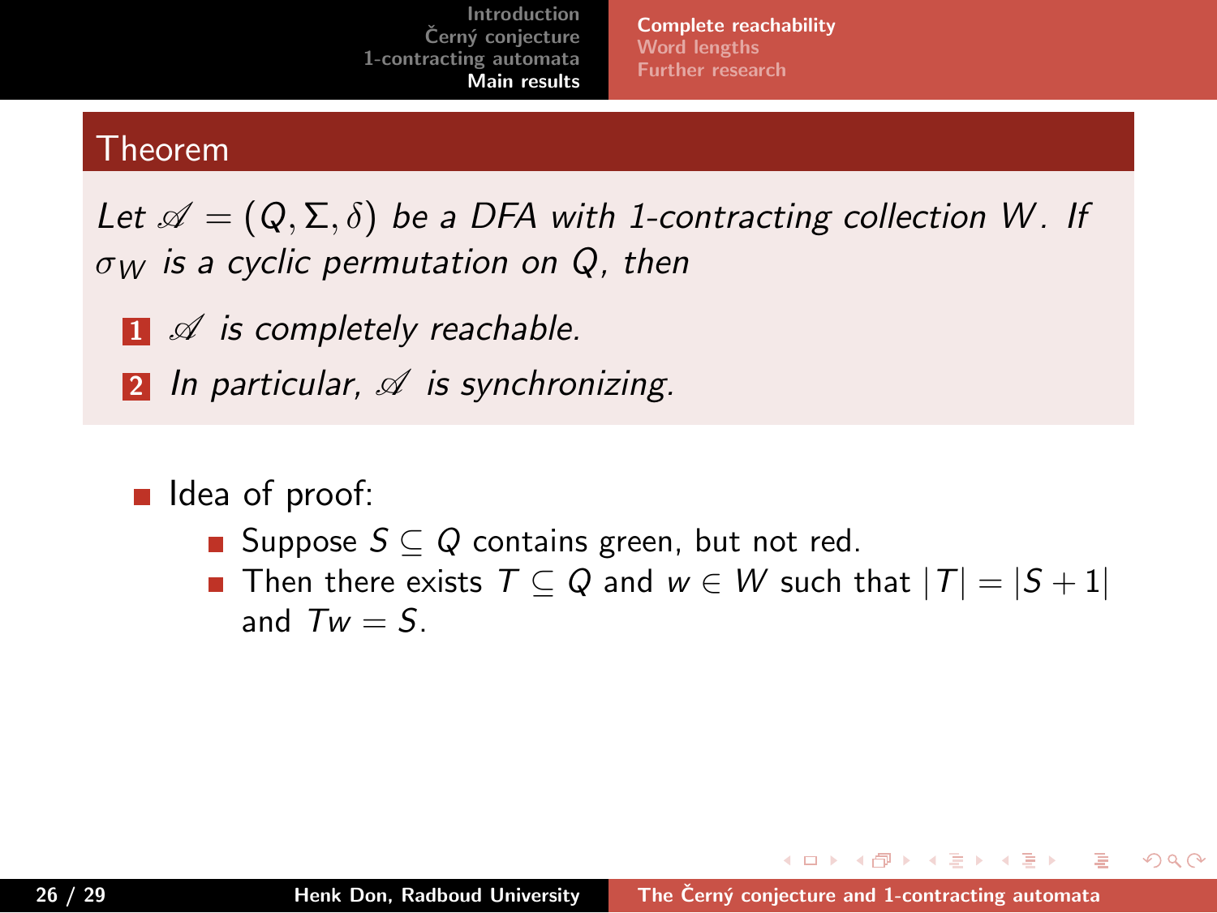## Theorem

*Let $\mathscr{A} = (Q, \Sigma, \delta)$ be a DFA with 1-contracting collection $W$. If $\sigma_W$ is a cyclic permutation on $Q$, then*

1. *$\mathscr{A}$ is completely reachable.*
2. *In particular, $\mathscr{A}$ is synchronizing.*

- Idea of proof:
  - Suppose $S \subseteq Q$ contains green, but not red.
  - Then there exists $T \subseteq Q$ and $w \in W$ such that $|T| = |S + 1|$ and $Tw = S$.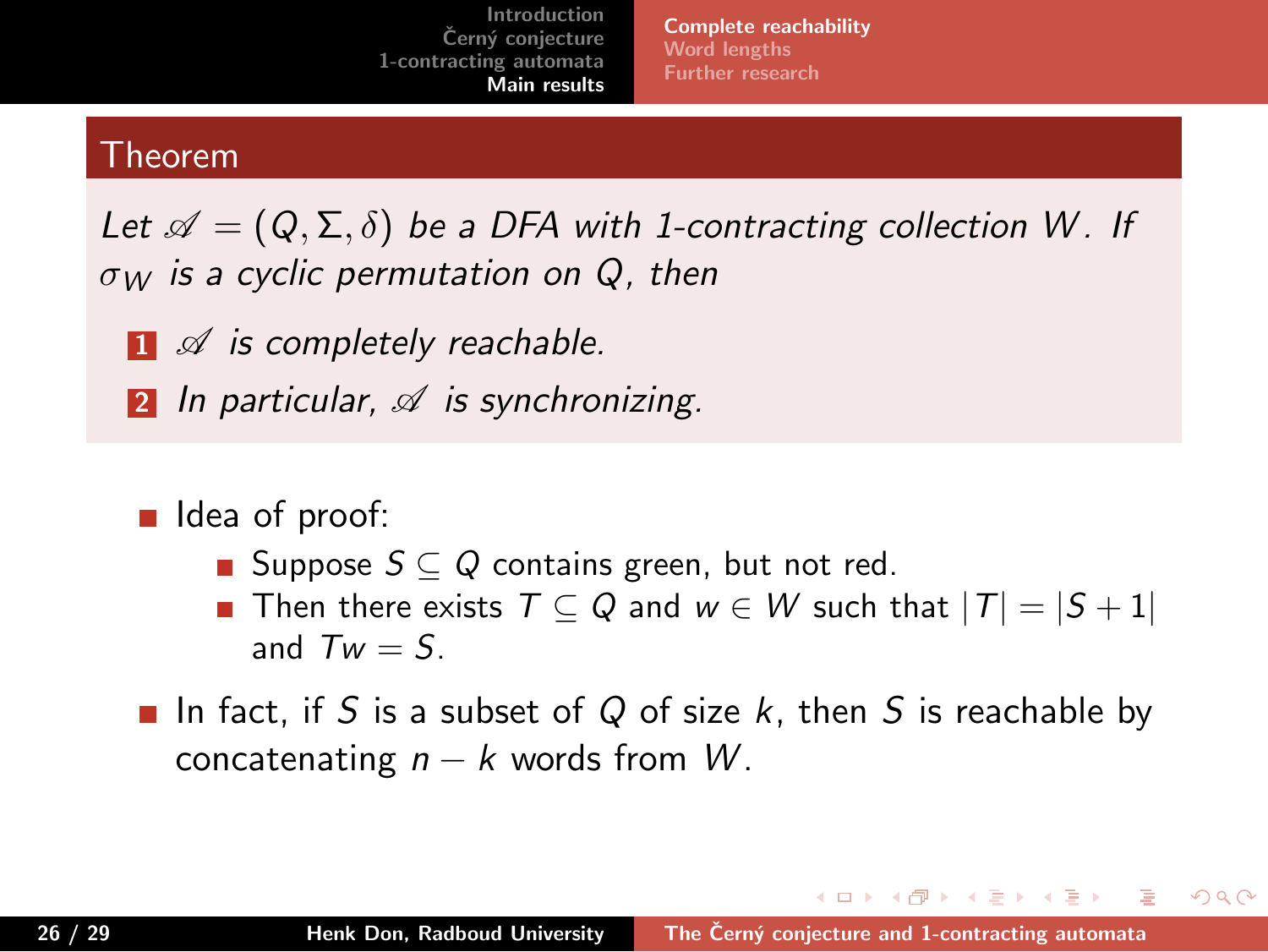## Theorem

*Let $\mathscr{A} = (Q, \Sigma, \delta)$ be a DFA with 1-contracting collection $W$. If $\sigma_W$ is a cyclic permutation on $Q$, then*

1. *$\mathscr{A}$ is completely reachable.*
2. *In particular, $\mathscr{A}$ is synchronizing.*

- Idea of proof:
  - Suppose $S \subseteq Q$ contains green, but not red.
  - Then there exists $T \subseteq Q$ and $w \in W$ such that $|T| = |S + 1|$ and $Tw = S$.
- In fact, if $S$ is a subset of $Q$ of size $k$, then $S$ is reachable by concatenating $n - k$ words from $W$.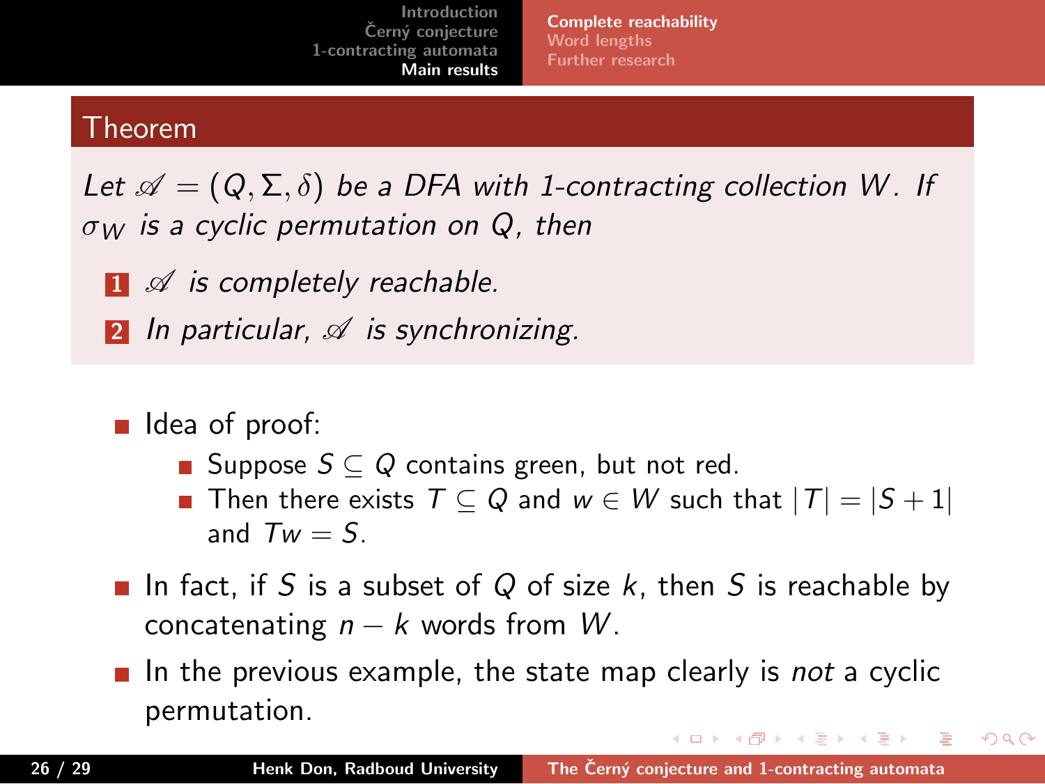## Theorem

*Let $\mathscr{A} = (Q, \Sigma, \delta)$ be a DFA with 1-contracting collection $W$. If $\sigma_W$ is a cyclic permutation on $Q$, then*

1. *$\mathscr{A}$ is completely reachable.*
2. *In particular, $\mathscr{A}$ is synchronizing.*

- Idea of proof:
  - Suppose $S \subseteq Q$ contains green, but not red.
  - Then there exists $T \subseteq Q$ and $w \in W$ such that $|T| = |S + 1|$ and $Tw = S$.
- In fact, if $S$ is a subset of $Q$ of size $k$, then $S$ is reachable by concatenating $n - k$ words from $W$.
- In the previous example, the state map clearly is *not* a cyclic permutation.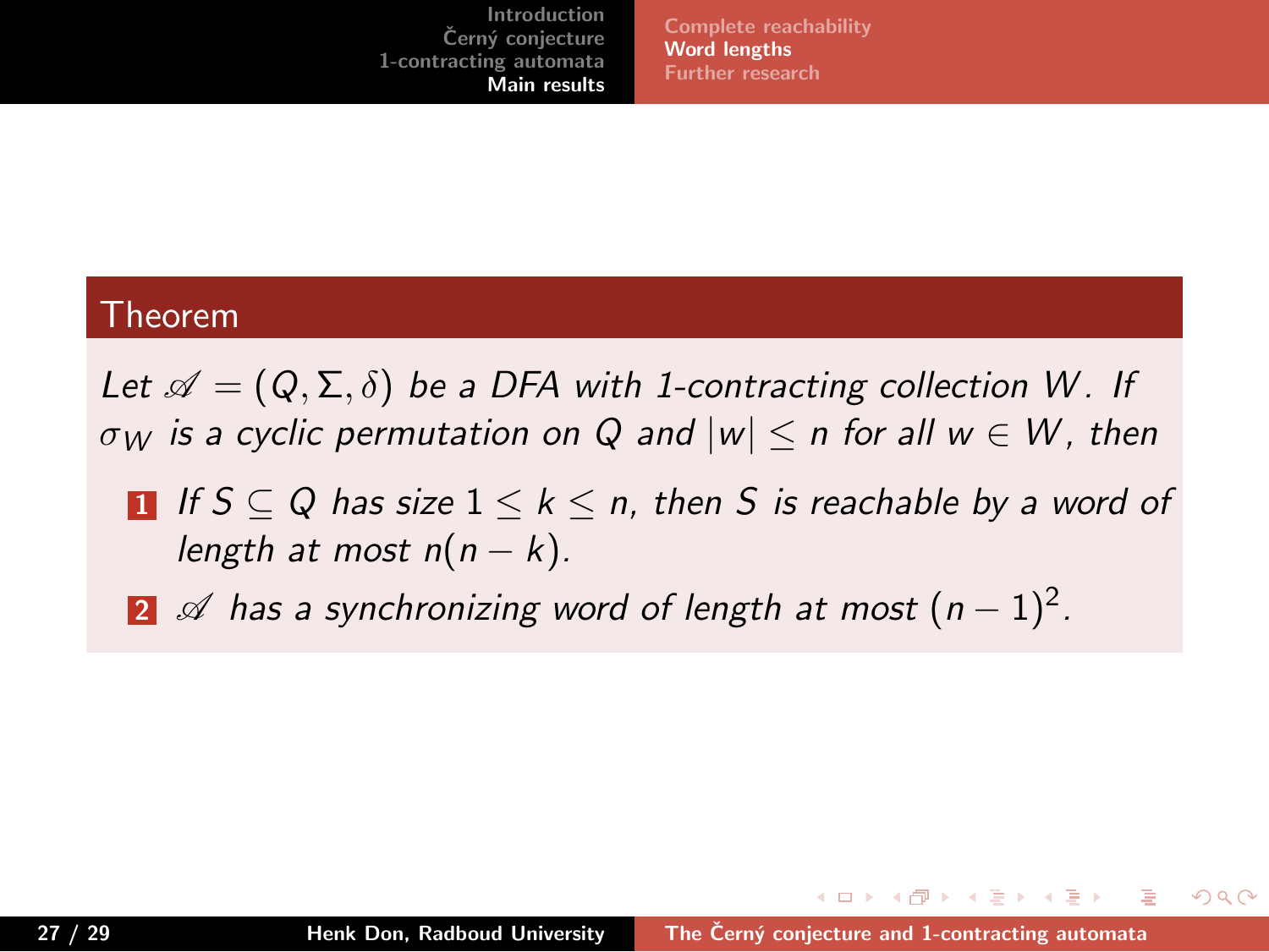**Theorem**

*Let $\mathscr{A} = (Q, \Sigma, \delta)$ be a DFA with 1-contracting collection $W$. If $\sigma_W$ is a cyclic permutation on $Q$ and $|w| \leq n$ for all $w \in W$, then*

1. *If $S \subseteq Q$ has size $1 \leq k \leq n$, then $S$ is reachable by a word of length at most $n(n-k)$.*
2. *$\mathscr{A}$ has a synchronizing word of length at most $(n-1)^2$.*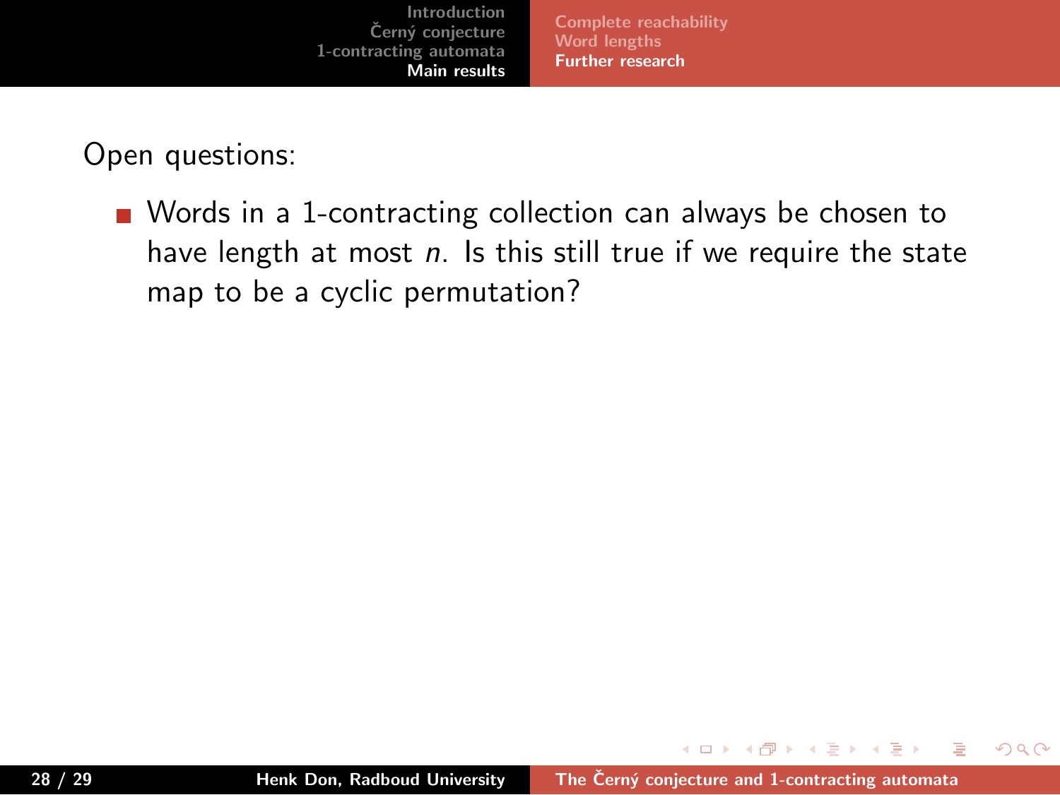Open questions:

- Words in a 1-contracting collection can always be chosen to have length at most $n$. Is this still true if we require the state map to be a cyclic permutation?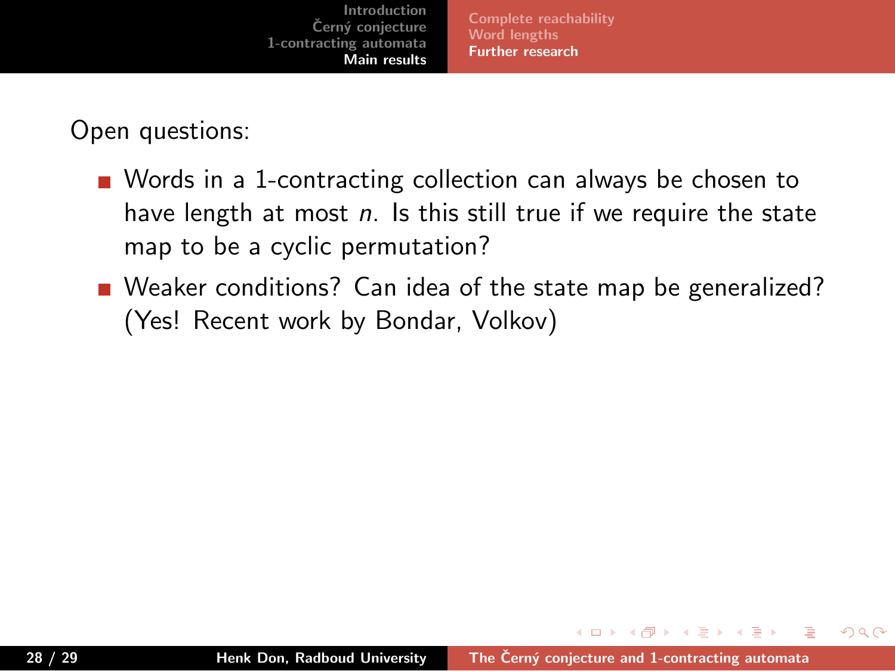Open questions:

- Words in a 1-contracting collection can always be chosen to have length at most $n$. Is this still true if we require the state map to be a cyclic permutation?
- Weaker conditions? Can idea of the state map be generalized? (Yes! Recent work by Bondar, Volkov)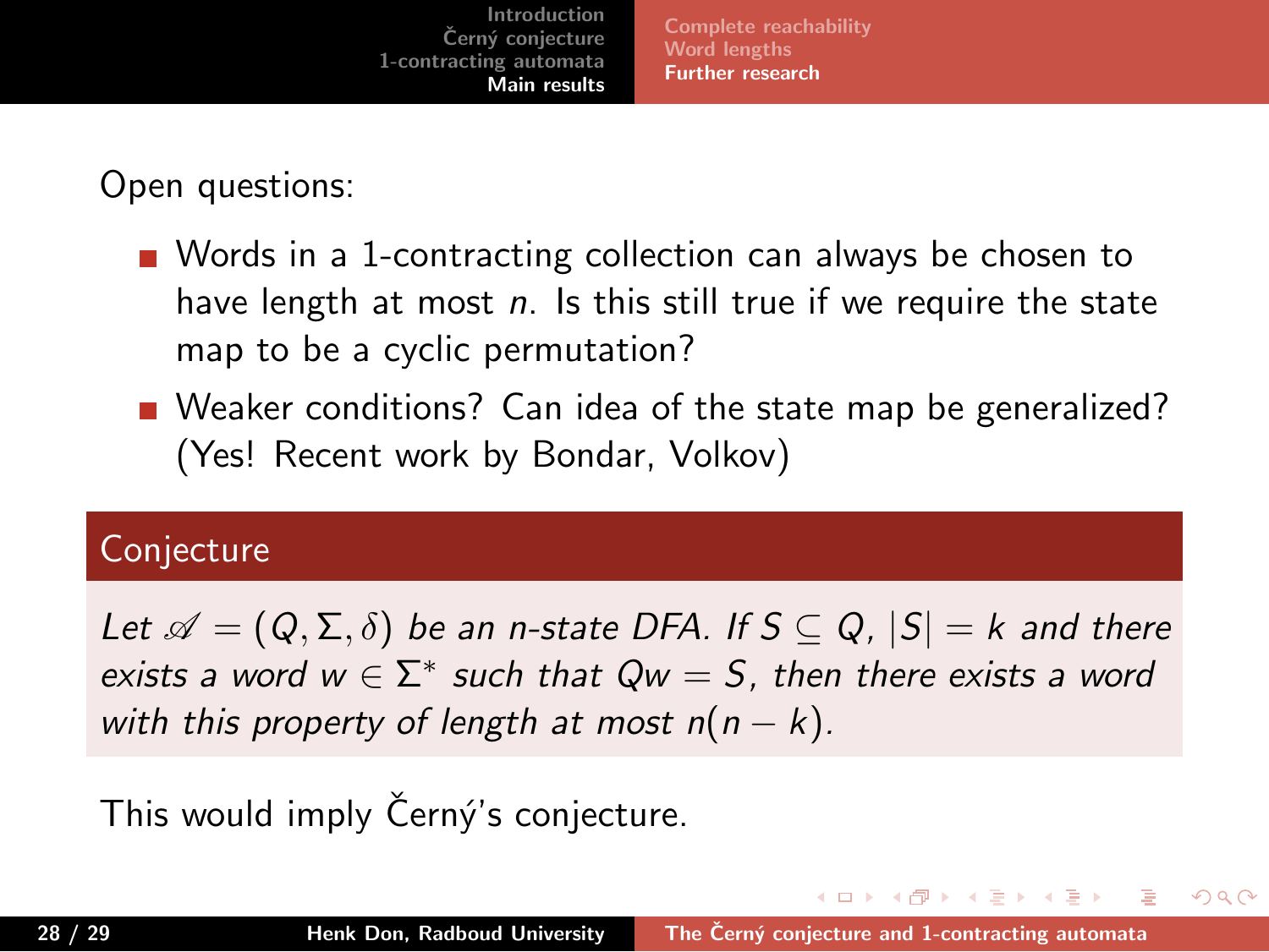Open questions:

- Words in a 1-contracting collection can always be chosen to have length at most $n$. Is this still true if we require the state map to be a cyclic permutation?
- Weaker conditions? Can idea of the state map be generalized? (Yes! Recent work by Bondar, Volkov)

**Conjecture**

*Let $\mathscr{A} = (Q, \Sigma, \delta)$ be an n-state DFA. If $S \subseteq Q$, $|S| = k$ and there exists a word $w \in \Sigma^*$ such that $Qw = S$, then there exists a word with this property of length at most $n(n-k)$.*

This would imply Černý's conjecture.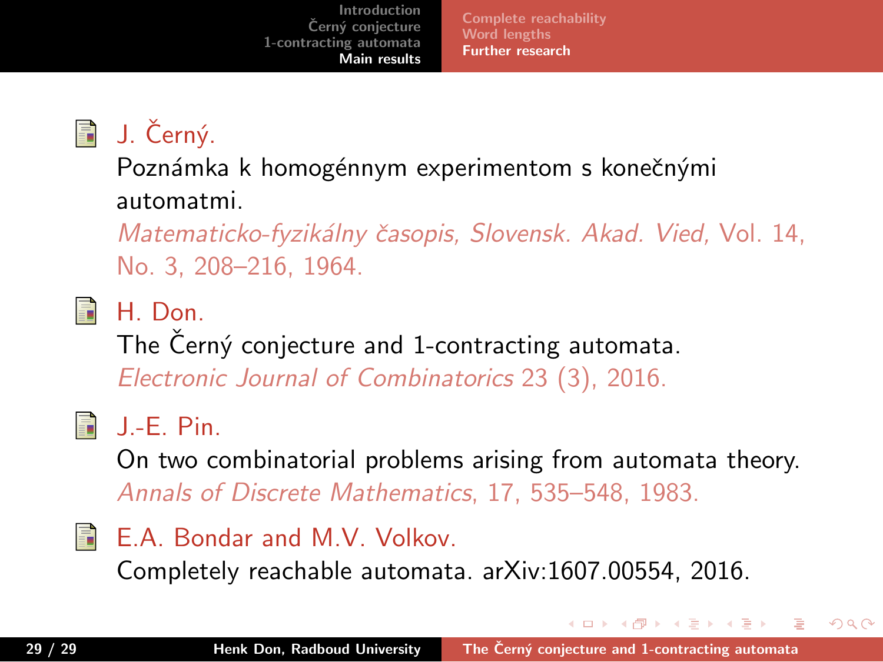- J. Černý.
  Poznámka k homogénnym experimentom s konečnými automatmi.
  *Matematicko-fyzikálny časopis, Slovensk. Akad. Vied*, Vol. 14, No. 3, 208–216, 1964.

- H. Don.
  The Černý conjecture and 1-contracting automata.
  *Electronic Journal of Combinatorics* 23 (3), 2016.

- J.-E. Pin.
  On two combinatorial problems arising from automata theory.
  *Annals of Discrete Mathematics*, 17, 535–548, 1983.

- E.A. Bondar and M.V. Volkov.
  Completely reachable automata. arXiv:1607.00554, 2016.